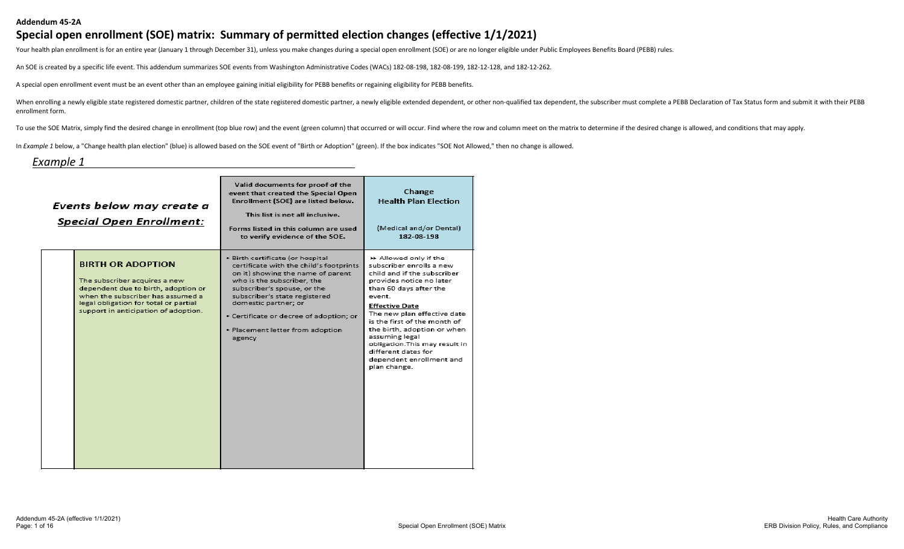**Addendum 45-2A**

# Special open enrollment (SOE) matrix: Summary of permitted election changes (effective 1/1/2021)

Your health plan enrollment is for an entire year (January 1 through December 31), unless you make changes during a special open enrollment (SOE) or are no longer eligible under Public Employees Benefits Board (PEBB) rules.

An SOE is created by a specific life event. This addendum summarizes SOE events from Washington Administrative Codes (WACs) 182-08-198, 182-08-199, 182-12-128, and 182-12-262.

A special open enrollment event must be an event other than an employee gaining initial eligibility for PEBB benefits or regaining eligibility for PEBB benefits.

When enrolling a newly eligible state registered domestic partner, children of the state registered domestic partner, a newly eligible extended dependent, or other non-qualified tax dependent, the subscriber must complete a PEBB Declaration of Tax Status form and submit it with their PEBB enrollment form.

To use the SOE Matrix, simply find the desired change in enrollment (top blue row) and the event (green column) that occurred or will occur. Find where the row and column meet on the matrix to determine if the desired change is allowed, and conditions that may apply.

In *Example 1* below, a "Change health plan election" (blue) is allowed based on the SOE event of "Birth or Adoption" (green). If the box indicates "SOE Not Allowed," then no change is allowed.

## *Example 1*

| ***Events below may create a <u>Special Open Enrollment:</u>*** | **Valid documents for proof of the event that created the Special Open Enrollment (SOE) are listed below.**<br><br>**This list is not all inclusive.**<br><br>**Forms listed in this column are used to verify evidence of the SOE.** | **Change Health Plan Election**<br><br>(Medical and/or Dental)<br>182-08-198 |
|---|---|---|
| **BIRTH OR ADOPTION**<br><br>The subscriber acquires a new dependent due to birth, adoption or when the subscriber has assumed a legal obligation for total or partial support in anticipation of adoption. | • Birth certificate (or hospital certificate with the child's footprints on it) showing the name of parent who is the subscriber, the subscriber's spouse, or the subscriber's state registered domestic partner; or<br>• Certificate or decree of adoption; or<br>• Placement letter from adoption agency | ►► Allowed only if the subscriber enrolls a new child and if the subscriber provides notice no later than 60 days after the event.<br><br>**<u>Effective Date</u>**<br>The new plan effective date is the first of the month of the birth, adoption or when assuming legal obligation.This may result in different dates for dependent enrollment and plan change. |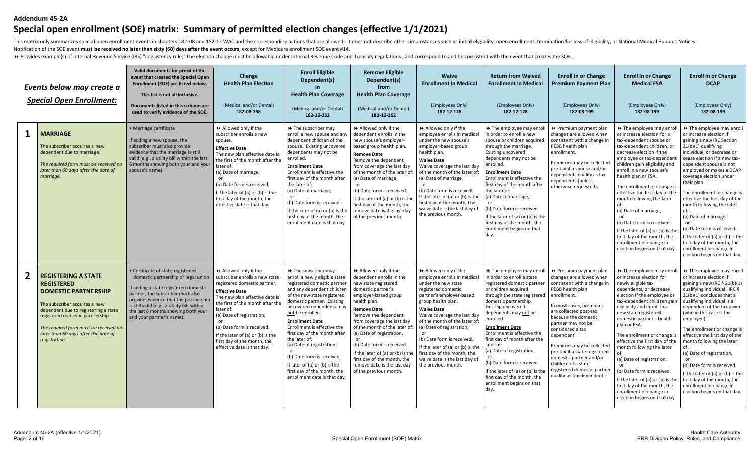**Addendum 45-2A**

# Special open enrollment (SOE) matrix: Summary of permitted election changes (effective 1/1/2021)

This matrix only summarizes special open enrollment events in chapters 182-08 and 182-12 WAC and the corresponding actions that are allowed. It does not describe other circumstances such as initial eligibility, open enrollment, termination for loss of eligibility, or National Medical Support Notices. Notification of the SOE event **must be received no later than sixty (60) days after the event occurs**, except for Medicare enrollment SOE event #14.

⏩ Provides example(s) of Internal Revenue Service (IRS) "consistency rule;" the election change must be allowable under Internal Revenue Code and Treasury regulations , and correspond to and be consistent with the event that creates the SOE.

| | *Events below may create a Special Open Enrollment:* | Valid documents for proof of the event that created the Special Open Enrollment (SOE) are listed below. This list is not all inclusive. Documents listed in this column are used to verify evidence of the SOE. | Change Health Plan Election (Medical and/or Dental) 182-08-198 | Enroll Eligible Dependent(s) in Health Plan Coverage (Medical and/or Dental) 182-12-262 | Remove Eligible Dependent(s) from Health Plan Coverage (Medical and/or Dental) 182-12-262 | Waive Enrollment in Medical (Employees Only) 182-12-128 | Return from Waived Enrollment in Medical (Employees Only) 182-12-128 | Enroll In or Change Premium Payment Plan (Employees Only) 182-08-199 | Enroll In or Change Medical FSA (Employees Only) 182-08-199 | Enroll In or Change DCAP (Employees Only) 182-08-199 |
|---|---|---|---|---|---|---|---|---|---|---|
| **1** | **MARRIAGE** The subscriber acquires a new dependent due to marriage. *The required form must be received no later than 60 days after the date of marriage.* | • Marriage certificate If adding a new spouse, the subscriber must also provide evidence that the marriage is still valid (e.g., a utility bill within the last 6 months showing both your and your spouse's name). | ⏩ Allowed only if the subscriber enrolls a new spouse. **Effective Date** The new plan effective date is the first of the month after the later of: (a) Date of marriage, or (b) Date form is received. If the later of (a) or (b) is the first day of the month, the effective date is that day. | ⏩ The subscriber may enroll a new spouse and any dependent children of the spouse. Existing uncovered dependents may not be enrolled. **Enrollment Date** Enrollment is effective the first day of the month after the later of: (a) Date of marriage, or (b) Date form is received. If the later of (a) or (b) is the first day of the month, the enrollment date is that day. | ⏩ Allowed only if the dependent enrolls in the new spouse's employer-based group health plan. **Remove Date** Remove the dependent from coverage the last day of the month of the later of: (a) Date of marriage, or (b) Date form is received. If the later of (a) or (b) is the first day of the month, the remove date is the last day of the previous month. | ⏩ Allowed only if the employee enrolls in medical under the new spouse's employer-based group health plan. **Waive Date** Waive coverage the last day of the month of the later of: (a) Date of marriage, or (b) Date form is received. If the later of (a) or (b) is the first day of the month, the waive date is the last day of the previous month. | ⏩ The employee may enroll in order to enroll a new spouse or children acquired through the marriage. Existing uncovered dependents may not be enrolled. **Enrollment Date** Enrollment is effective the first day of the month after the later of: (a) Date of marriage, or (b) Date form is received. If the later of (a) or (b) is the first day of the month, the enrollment begins on that day. | ⏩ Premium payment plan changes are allowed when consistent with a change in PEBB health plan enrollment. Premiums may be collected pre-tax if a spouse and/or dependents qualify as tax dependents (unless otherwise requested). | ⏩ The employee may enroll or increase election for a tax-dependent spouse or tax-dependent children, or decrease election if the employee or tax-dependent children gain eligibility and enroll in a new spouse's health plan or FSA. The enrollment or change is effective the first day of the month following the later of: (a) Date of marriage, or (b) Date form is received. If the later of (a) or (b) is the first day of the month, the enrollment or change in election begins on that day. | ⏩ The employee may enroll or increase election if gaining a new IRC Section 21(b)(1) qualifying individual, or decrease or cease election if a new tax-dependent spouse is not employed or makes a DCAP coverage election under their plan. The enrollment or change is effective the first day of the month following the later of: (a) Date of marriage, or (b) Date form is received. If the later of (a) or (b) is the first day of the month, the enrollment or change in election begins on that day. |
| **2** | **REGISTERING A STATE REGISTERED DOMESTIC PARTNERSHIP** The subscriber acquires a new dependent due to registering a state registered domestic partnership. *The required form must be received no later than 60 days after the date of registration.* | • Certificate of state-registered domestic partnership or legal union If adding a state registered domestic partner, the subscriber must also provide evidence that the partnership is still valid (e.g., a utility bill within the last 6 months showing both your and your partner's name). | ⏩ Allowed only if the subscriber enrolls a new state registered domestic partner. **Effective Date** The new plan effective date is the first of the month after the later of: (a) Date of registration, or (b) Date form is received. If the later of (a) or (b) is the first day of the month, the effective date is that day. | ⏩ The subscriber may enroll a newly eligible state registered domestic partner and any dependent children of the new state registered domestic partner. Existing uncovered dependents may not be enrolled. **Enrollment Date** Enrollment is effective the first day of the month after the later of: (a) Date of registration, or (b) Date form is received. If later of (a) or (b) is the first day of the month, the enrollment date is that day. | ⏩ Allowed only if the dependent enrolls in the new state registered domestic partner's employer-based group health plan. **Remove Date** Remove the dependent from coverage the last day of the month of the later of: (a) Date of registration, or (b) Date form is received. If the later of (a) or (b) is the first day of the month, the remove date is the last day of the previous month. | ⏩ Allowed only if the employee enrolls in medical under the new state registered domestic partner's employer-based group health plan. **Waive Date** Waive coverage the last day of the month of the later of: (a) Date of registration, or (b) Date form is received. If the later of (a) or (b) is the first day of the month, the waive date is the last day of the previous month. | ⏩ The employee may enroll in order to enroll a state registered domestic partner or children acquired through the state registered domestic partnership. Existing uncovered dependents may not be enrolled. **Enrollment Date** Enrollment is effective the first day of month after the later of: (a) Date of registration, or (b) Date form is received. If the later of (a) or (b) is the first day of the month, the enrollment begins on that day. | ⏩ Premium payment plan changes are allowed when consistent with a change in PEBB health plan enrollment. In most cases, premiums are collected post-tax because the domestic partner may not be considered a tax dependent. Premiums may be collected pre-tax if a state registered domestic partner and/or children of a state registered domestic partner qualify as tax dependents. | ⏩ The employee may enroll or increase election for newly eligible tax dependents, or decrease election if the employee or tax-dependent children gain eligibility and enroll in a new state registered domestic partner's health plan or FSA. The enrollment or change is effective the first day of the month following the later of: (a) Date of registration, or (b) Date form is received. If the later of (a) or (b) is the first day of the month, the enrollment or change in election begins on that day. | ⏩ The employee may enroll or increase election if gaining a new IRC § 21(b)(1) qualifying individual. IRC § 21(b)(1) concludes that a qualifying individual is a dependent of the tax payer (who in this case is the employee). The enrollment or change is effective the first day of the month following the later of: (a) Date of registration, or (b) Date form is received. If the later of (a) or (b) is the first day of the month, the enrollment or change in election begins on that day. |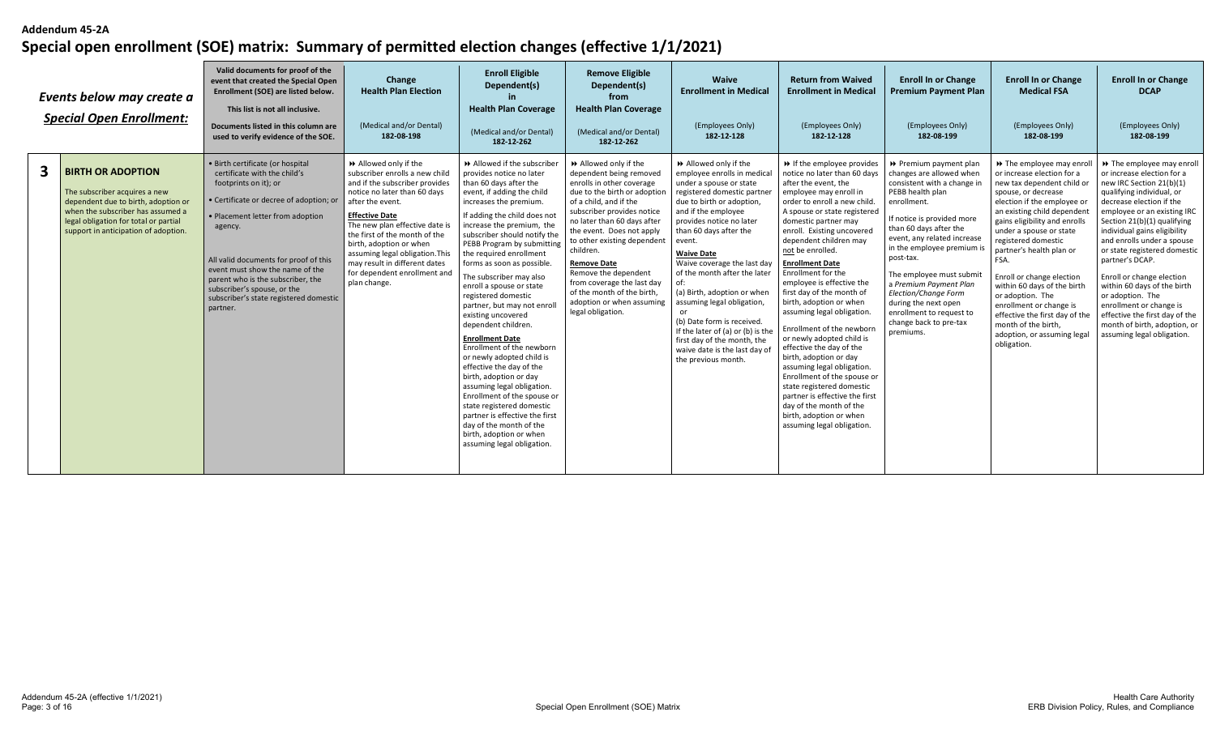**Addendum 45-2A**

# Special open enrollment (SOE) matrix: Summary of permitted election changes (effective 1/1/2021)

| | *Events below may create a* ***Special Open Enrollment:*** | **Valid documents for proof of the event that created the Special Open Enrollment (SOE) are listed below.** **This list is not all inclusive.** **Documents listed in this column are used to verify evidence of the SOE.** | **Change Health Plan Election** (Medical and/or Dental) **182-08-198** | **Enroll Eligible Dependent(s) in Health Plan Coverage** (Medical and/or Dental) **182-12-262** | **Remove Eligible Dependent(s) from Health Plan Coverage** (Medical and/or Dental) **182-12-262** | **Waive Enrollment in Medical** (Employees Only) **182-12-128** | **Return from Waived Enrollment in Medical** (Employees Only) **182-12-128** | **Enroll In or Change Premium Payment Plan** (Employees Only) **182-08-199** | **Enroll In or Change Medical FSA** (Employees Only) **182-08-199** | **Enroll In or Change DCAP** (Employees Only) **182-08-199** |
|---|---|---|---|---|---|---|---|---|---|---|
| **3** | **BIRTH OR ADOPTION** The subscriber acquires a new dependent due to birth, adoption or when the subscriber has assumed a legal obligation for total or partial support in anticipation of adoption. | • Birth certificate (or hospital certificate with the child's footprints on it); or • Certificate or decree of adoption; or • Placement letter from adoption agency. All valid documents for proof of this event must show the name of the parent who is the subscriber, the subscriber's spouse, or the subscriber's state registered domestic partner. | ⏩ Allowed only if the subscriber enrolls a new child and if the subscriber provides notice no later than 60 days after the event. **Effective Date** The new plan effective date is the first of the month of the birth, adoption or when assuming legal obligation. This may result in different dates for dependent enrollment and plan change. | ⏩ Allowed if the subscriber provides notice no later than 60 days after the event, if adding the child increases the premium. If adding the child does not increase the premium, the subscriber should notify the PEBB Program by submitting the required enrollment forms as soon as possible. The subscriber may also enroll a spouse or state registered domestic partner, but may not enroll existing uncovered dependent children. **Enrollment Date** Enrollment of the newborn or newly adopted child is effective the day of the birth, adoption or day assuming legal obligation. Enrollment of the spouse or state registered domestic partner is effective the first day of the month of the birth, adoption or when assuming legal obligation. | ⏩ Allowed only if the dependent being removed enrolls in other coverage due to the birth or adoption of a child, and if the subscriber provides notice no later than 60 days after the event. Does not apply to other existing dependent children. **Remove Date** Remove the dependent from coverage the last day of the month of the birth, adoption or when assuming legal obligation. | ⏩ Allowed only if the employee enrolls in medical under a spouse or state registered domestic partner due to birth or adoption, and if the employee provides notice no later than 60 days after the event. **Waive Date** Waive coverage the last day of the month after the later of: (a) Birth, adoption or when assuming legal obligation, or (b) Date form is received. If the later of (a) or (b) is the first day of the month, the waive date is the last day of the previous month. | ⏩ If the employee provides notice no later than 60 days after the event, the employee may enroll in order to enroll a new child. A spouse or state registered domestic partner may enroll. Existing uncovered dependent children may not be enrolled. **Enrollment Date** Enrollment for the employee is effective the first day of the month of birth, adoption or when assuming legal obligation. Enrollment of the newborn or newly adopted child is effective the day of the birth, adoption or day assuming legal obligation. Enrollment of the spouse or state registered domestic partner is effective the first day of the month of the birth, adoption or when assuming legal obligation. | ⏩ Premium payment plan changes are allowed when consistent with a change in PEBB health plan enrollment. If notice is provided more than 60 days after the event, any related increase in the employee premium is post-tax. The employee must submit a *Premium Payment Plan Election/Change Form* during the next open enrollment to request to change back to pre-tax premiums. | ⏩ The employee may enroll or increase election for a new tax dependent child or spouse, or decrease election if the employee or an existing child dependent gains eligibility and enrolls under a spouse or state registered domestic partner's health plan or FSA. Enroll or change election within 60 days of the birth or adoption. The enrollment or change is effective the first day of the month of the birth, adoption, or assuming legal obligation. | ⏩ The employee may enroll or increase election for a new IRC Section 21(b)(1) qualifying individual, or decrease election if the employee or an existing IRC Section 21(b)(1) qualifying individual gains eligibility and enrolls under a spouse or state registered domestic partner's DCAP. Enroll or change election within 60 days of the birth or adoption. The enrollment or change is effective the first day of the month of birth, adoption, or assuming legal obligation. |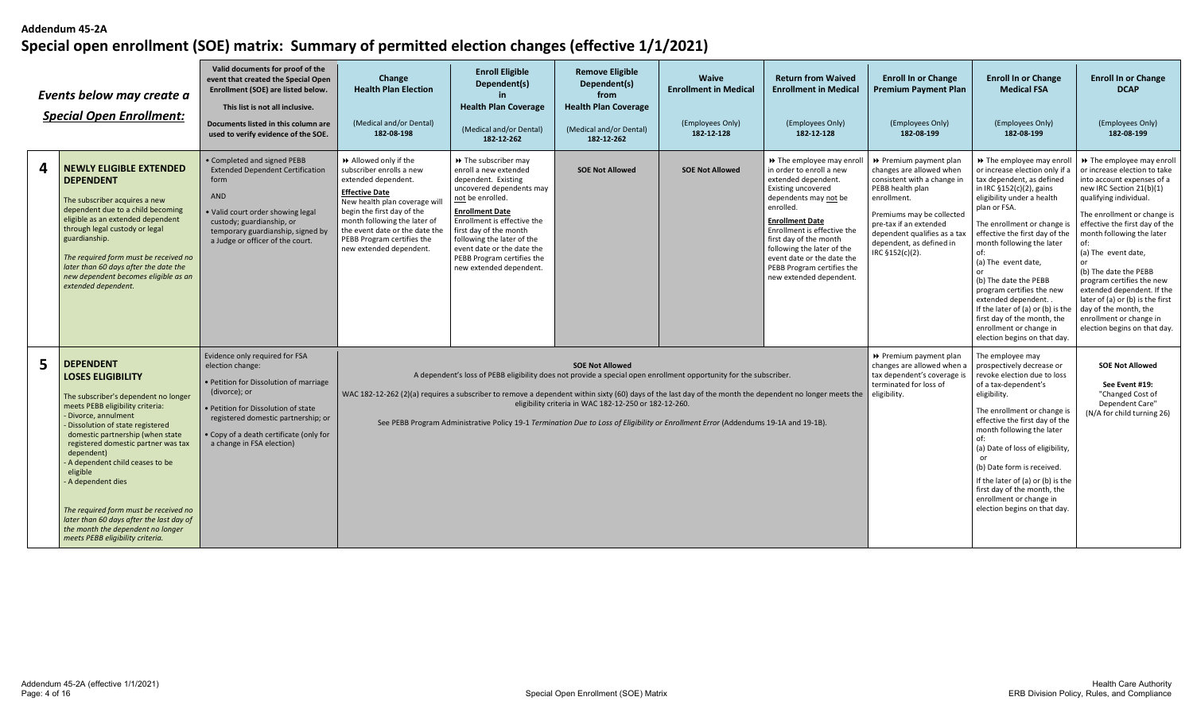**Addendum 45-2A**

# Special open enrollment (SOE) matrix: Summary of permitted election changes (effective 1/1/2021)

| | *Events below may create a Special Open Enrollment:* | Valid documents for proof of the event that created the Special Open Enrollment (SOE) are listed below. This list is not all inclusive. Documents listed in this column are used to verify evidence of the SOE. | Change Health Plan Election (Medical and/or Dental) 182-08-198 | Enroll Eligible Dependent(s) in Health Plan Coverage (Medical and/or Dental) 182-12-262 | Remove Eligible Dependent(s) from Health Plan Coverage (Medical and/or Dental) 182-12-262 | Waive Enrollment in Medical (Employees Only) 182-12-128 | Return from Waived Enrollment in Medical (Employees Only) 182-12-128 | Enroll In or Change Premium Payment Plan (Employees Only) 182-08-199 | Enroll In or Change Medical FSA (Employees Only) 182-08-199 | Enroll In or Change DCAP (Employees Only) 182-08-199 |
|---|---|---|---|---|---|---|---|---|---|---|
| **4** | **NEWLY ELIGIBLE EXTENDED DEPENDENT**<br>The subscriber acquires a new dependent due to a child becoming eligible as an extended dependent through legal custody or legal guardianship.<br>*The required form must be received no later than 60 days after the date the new dependent becomes eligible as an extended dependent.* | • Completed and signed PEBB Extended Dependent Certification form<br>AND<br>• Valid court order showing legal custody; guardianship, or temporary guardianship, signed by a Judge or officer of the court. | ⏩ Allowed only if the subscriber enrolls a new extended dependent.<br>**Effective Date**<br>New health plan coverage will begin the first day of the month following the later of the event date or the date the PEBB Program certifies the new extended dependent. | ⏩ The subscriber may enroll a new extended dependent. Existing uncovered dependents may not be enrolled.<br>**Enrollment Date**<br>Enrollment is effective the first day of the month following the later of the event date or the date the PEBB Program certifies the new extended dependent. | **SOE Not Allowed** | **SOE Not Allowed** | ⏩ The employee may enroll in order to enroll a new extended dependent. Existing uncovered dependents may not be enrolled.<br>**Enrollment Date**<br>Enrollment is effective the first day of the month following the later of the event date or the date the PEBB Program certifies the new extended dependent. | ⏩ Premium payment plan changes are allowed when consistent with a change in PEBB health plan enrollment.<br>Premiums may be collected pre-tax if an extended dependent qualifies as a tax dependent, as defined in IRC §152(c)(2). | ⏩ The employee may enroll or increase election only if a tax dependent, as defined in IRC §152(c)(2), gains eligibility under a health plan or FSA.<br>The enrollment or change is effective the first day of the month following the later of:<br>(a) The event date,<br>or<br>(b) The date the PEBB program certifies the new extended dependent. .<br>If the later of (a) or (b) is the first day of the month, the enrollment or change in election begins on that day. | ⏩ The employee may enroll or increase election to take into account expenses of a new IRC Section 21(b)(1) qualifying individual.<br>The enrollment or change is effective the first day of the month following the later of:<br>(a) The event date,<br>or<br>(b) The date the PEBB program certifies the new extended dependent. If the later of (a) or (b) is the first day of the month, the enrollment or change in election begins on that day. |
| **5** | **DEPENDENT LOSES ELIGIBILITY**<br>The subscriber's dependent no longer meets PEBB eligibility criteria:<br>- Divorce, annulment<br>- Dissolution of state registered domestic partnership (when state registered domestic partner was tax dependent)<br>- A dependent child ceases to be eligible<br>- A dependent dies<br>*The required form must be received no later than 60 days after the last day of the month the dependent no longer meets PEBB eligibility criteria.* | Evidence only required for FSA election change:<br>• Petition for Dissolution of marriage (divorce); or<br>• Petition for Dissolution of state registered domestic partnership; or<br>• Copy of a death certificate (only for a change in FSA election) | **SOE Not Allowed**<br>A dependent's loss of PEBB eligibility does not provide a special open enrollment opportunity for the subscriber.<br>WAC 182-12-262 (2)(a) requires a subscriber to remove a dependent within sixty (60) days of the last day of the month the dependent no longer meets the eligibility criteria in WAC 182-12-250 or 182-12-260.<br>See PEBB Program Administrative Policy 19-1 *Termination Due to Loss of Eligibility or Enrollment Error* (Addendums 19-1A and 19-1B). | | | | | ⏩ Premium payment plan changes are allowed when a tax dependent's coverage is terminated for loss of eligibility. | The employee may prospectively decrease or revoke election due to loss of a tax-dependent's eligibility.<br>The enrollment or change is effective the first day of the month following the later of:<br>(a) Date of loss of eligibility,<br>or<br>(b) Date form is received.<br>If the later of (a) or (b) is the first day of the month, the enrollment or change in election begins on that day. | **SOE Not Allowed**<br>**See Event #19:** "Changed Cost of Dependent Care" (N/A for child turning 26) |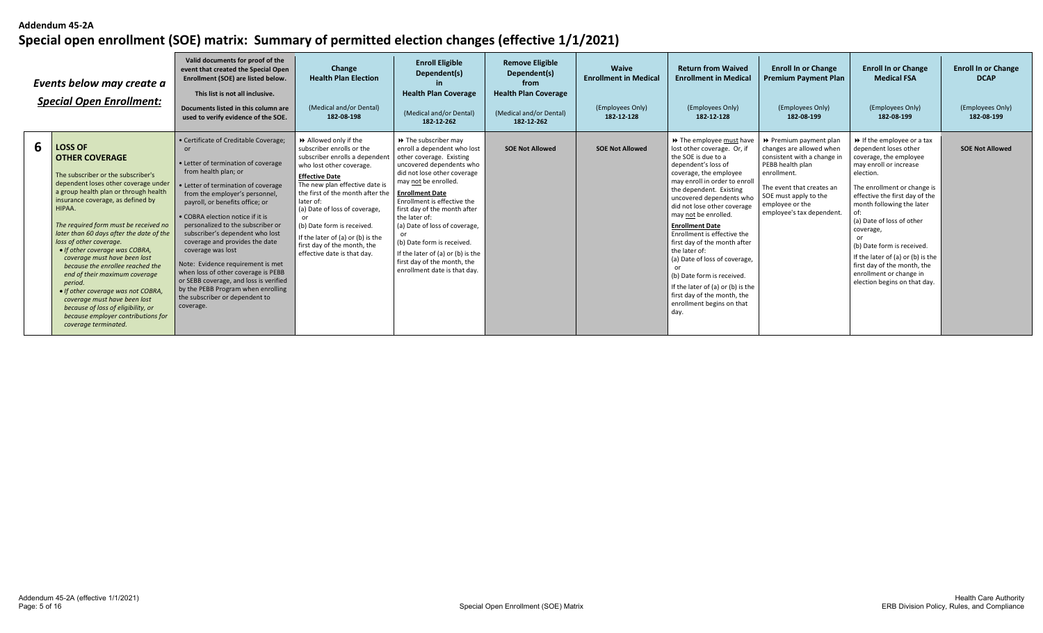# Addendum 45-2A

## Special open enrollment (SOE) matrix: Summary of permitted election changes (effective 1/1/2021)

| | *Events below may create a* ***Special Open Enrollment:*** | Valid documents for proof of the event that created the Special Open Enrollment (SOE) are listed below. This list is not all inclusive. Documents listed in this column are used to verify evidence of the SOE. | Change Health Plan Election (Medical and/or Dental) 182-08-198 | Enroll Eligible Dependent(s) in Health Plan Coverage (Medical and/or Dental) 182-12-262 | Remove Eligible Dependent(s) from Health Plan Coverage (Medical and/or Dental) 182-12-262 | Waive Enrollment in Medical (Employees Only) 182-12-128 | Return from Waived Enrollment in Medical (Employees Only) 182-12-128 | Enroll In or Change Premium Payment Plan (Employees Only) 182-08-199 | Enroll In or Change Medical FSA (Employees Only) 182-08-199 | Enroll In or Change DCAP (Employees Only) 182-08-199 |
|---|---|---|---|---|---|---|---|---|---|---|
| **6** | **LOSS OF OTHER COVERAGE** The subscriber or the subscriber's dependent loses other coverage under a group health plan or through health insurance coverage, as defined by HIPAA. *The required form must be received no later than 60 days after the date of the loss of other coverage.* • *If other coverage was COBRA, coverage must have been lost because the enrollee reached the end of their maximum coverage period.* • *If other coverage was not COBRA, coverage must have been lost because of loss of eligibility, or because employer contributions for coverage terminated.* | • Certificate of Creditable Coverage; or • Letter of termination of coverage from health plan; or • Letter of termination of coverage from the employer's personnel, payroll, or benefits office; or • COBRA election notice if it is personalized to the subscriber or subscriber's dependent who lost coverage and provides the date coverage was lost Note: Evidence requirement is met when loss of other coverage is PEBB or SEBB coverage, and loss is verified by the PEBB Program when enrolling the subscriber or dependent to coverage. | ⏩ Allowed only if the subscriber enrolls or the subscriber enrolls a dependent who lost other coverage. **Effective Date** The new plan effective date is the first of the month after the later of: (a) Date of loss of coverage, or (b) Date form is received. If the later of (a) or (b) is the first day of the month, the effective date is that day. | ⏩ The subscriber may enroll a dependent who lost other coverage. Existing uncovered dependents who did not lose other coverage may not be enrolled. **Enrollment Date** Enrollment is effective the first day of the month after the later of: (a) Date of loss of coverage, or (b) Date form is received. If the later of (a) or (b) is the first day of the month, the enrollment date is that day. | **SOE Not Allowed** | **SOE Not Allowed** | ⏩ The employee must have lost other coverage. Or, if the SOE is due to a dependent's loss of coverage, the employee may enroll in order to enroll the dependent. Existing uncovered dependents who did not lose other coverage may not be enrolled. **Enrollment Date** Enrollment is effective the first day of the month after the later of: (a) Date of loss of coverage, or (b) Date form is received. If the later of (a) or (b) is the first day of the month, the enrollment begins on that day. | ⏩ Premium payment plan changes are allowed when consistent with a change in PEBB health plan enrollment. The event that creates an SOE must apply to the employee or the employee's tax dependent. | ⏩ If the employee or a tax dependent loses other coverage, the employee may enroll or increase election. The enrollment or change is effective the first day of the month following the later of: (a) Date of loss of other coverage, or (b) Date form is received. If the later of (a) or (b) is the first day of the month, the enrollment or change in election begins on that day. | **SOE Not Allowed** |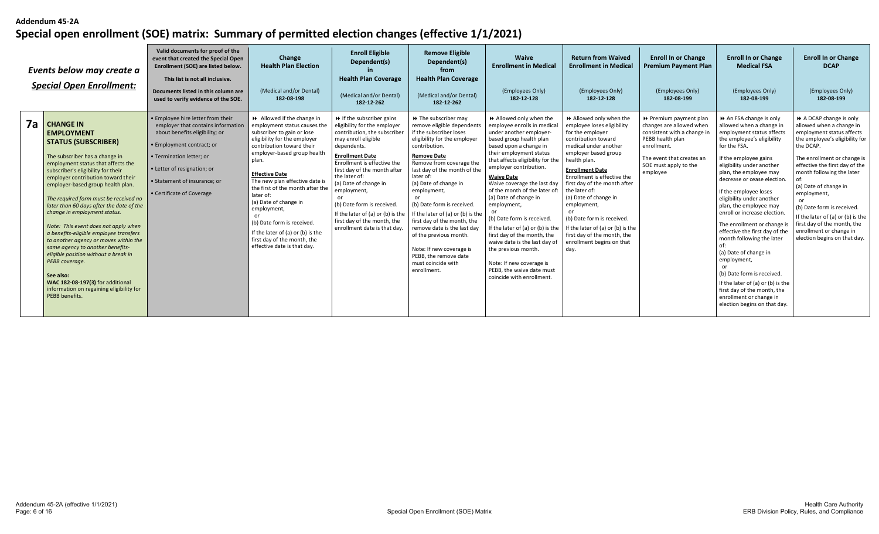**Addendum 45-2A**

# Special open enrollment (SOE) matrix: Summary of permitted election changes (effective 1/1/2021)

| | *Events below may create a* ***Special Open Enrollment:*** | **Valid documents for proof of the event that created the Special Open Enrollment (SOE) are listed below.** **This list is not all inclusive.** **Documents listed in this column are used to verify evidence of the SOE.** | **Change Health Plan Election** (Medical and/or Dental) **182-08-198** | **Enroll Eligible Dependent(s) in Health Plan Coverage** (Medical and/or Dental) **182-12-262** | **Remove Eligible Dependent(s) from Health Plan Coverage** (Medical and/or Dental) **182-12-262** | **Waive Enrollment in Medical** (Employees Only) **182-12-128** | **Return from Waived Enrollment in Medical** (Employees Only) **182-12-128** | **Enroll In or Change Premium Payment Plan** (Employees Only) **182-08-199** | **Enroll In or Change Medical FSA** (Employees Only) **182-08-199** | **Enroll In or Change DCAP** (Employees Only) **182-08-199** |
|---|---|---|---|---|---|---|---|---|---|---|
| **7a** | **CHANGE IN EMPLOYMENT STATUS (SUBSCRIBER)** The subscriber has a change in employment status that affects the subscriber's eligibility for their employer contribution toward their employer-based group health plan. *The required form must be received no later than 60 days after the date of the change in employment status.* *Note: This event does not apply when a benefits-eligible employee transfers to another agency or moves within the same agency to another benefits-eligible position without a break in PEBB coverage.* **See also:** **WAC 182-08-197(3)** for additional information on regaining eligibility for PEBB benefits. | • Employee hire letter from their employer that contains information about benefits eligibility; or • Employment contract; or • Termination letter; or • Letter of resignation; or • Statement of insurance; or • Certificate of Coverage | ►► Allowed if the change in employment status causes the subscriber to gain or lose eligibility for the employer contribution toward their employer-based group health plan. **Effective Date** The new plan effective date is the first of the month after the later of: (a) Date of change in employment, or (b) Date form is received. If the later of (a) or (b) is the first day of the month, the effective date is that day. | ►► If the subscriber gains eligibility for the employer contribution, the subscriber may enroll eligible dependents. **Enrollment Date** Enrollment is effective the first day of the month after the later of: (a) Date of change in employment, or (b) Date form is received. If the later of (a) or (b) is the first day of the month, the enrollment date is that day. | ►► The subscriber may remove eligible dependents if the subscriber loses eligibility for the employer contribution. **Remove Date** Remove from coverage the last day of the month of the later of: (a) Date of change in employment, or (b) Date form is received. If the later of (a) or (b) is the first day of the month, the remove date is the last day of the previous month. Note: If new coverage is PEBB, the remove date must coincide with enrollment. | ►► Allowed only when the employee enrolls in medical under another employer-based group health plan based upon a change in their employment status that affects eligibility for the employer contribution. **Waive Date** Waive coverage the last day of the month of the later of: (a) Date of change in employment, or (b) Date form is received. If the later of (a) or (b) is the first day of the month, the waive date is the last day of the previous month. Note: If new coverage is PEBB, the waive date must coincide with enrollment. | ►► Allowed only when the employee loses eligibility for the employer contribution toward medical under another employer based group health plan. **Enrollment Date** Enrollment is effective the first day of the month after the later of: (a) Date of change in employment, or (b) Date form is received. If the later of (a) or (b) is the first day of the month, the enrollment begins on that day. | ►► Premium payment plan changes are allowed when consistent with a change in PEBB health plan enrollment. The event that creates an SOE must apply to the employee | ►► An FSA change is only allowed when a change in employment status affects the employee's eligibility for the FSA. If the employee gains eligibility under another plan, the employee may decrease or cease election. If the employee loses eligibility under another plan, the employee may enroll or increase election. The enrollment or change is effective the first day of the month following the later of: (a) Date of change in employment, or (b) Date form is received. If the later of (a) or (b) is the first day of the month, the enrollment or change in election begins on that day. | ►► A DCAP change is only allowed when a change in employment status affects the employee's eligibility for the DCAP. The enrollment or change is effective the first day of the month following the later of: (a) Date of change in employment, or (b) Date form is received. If the later of (a) or (b) is the first day of the month, the enrollment or change in election begins on that day. |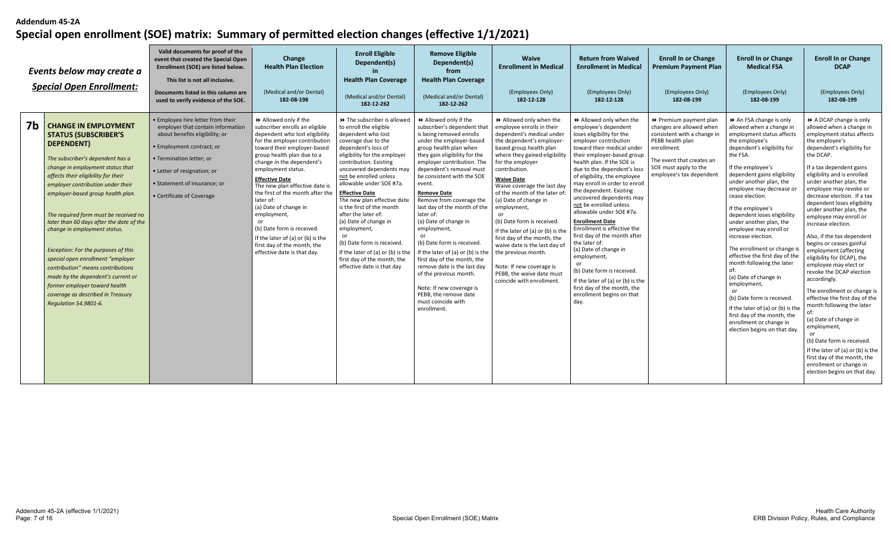**Addendum 45-2A**

# Special open enrollment (SOE) matrix: Summary of permitted election changes (effective 1/1/2021)

| | *Events below may create a* ***Special Open Enrollment:*** | Valid documents for proof of the event that created the Special Open Enrollment (SOE) are listed below. This list is not all inclusive. Documents listed in this column are used to verify evidence of the SOE. | Change Health Plan Election (Medical and/or Dental) 182-08-198 | Enroll Eligible Dependent(s) in Health Plan Coverage (Medical and/or Dental) 182-12-262 | Remove Eligible Dependent(s) from Health Plan Coverage (Medical and/or Dental) 182-12-262 | Waive Enrollment in Medical (Employees Only) 182-12-128 | Return from Waived Enrollment in Medical (Employees Only) 182-12-128 | Enroll In or Change Premium Payment Plan (Employees Only) 182-08-199 | Enroll In or Change Medical FSA (Employees Only) 182-08-199 | Enroll In or Change DCAP (Employees Only) 182-08-199 |
|---|---|---|---|---|---|---|---|---|---|---|
| **7b** | **CHANGE IN EMPLOYMENT STATUS (SUBSCRIBER'S DEPENDENT)**<br><br>*The subscriber's dependent has a change in employment status that affects their eligibility for their employer contribution under their employer-based group health plan.*<br><br>*The required form must be received no later than 60 days after the date of the change in employment status.*<br><br>*Exception: For the purposes of this special open enrollment "employer contribution" means contributions made by the dependent's current or former employer toward health coverage as described in Treasury Regulation 54.9801-6.* | • Employee hire letter from their employer that contain information about benefits eligibility; or<br>• Employment contract; or<br>• Termination letter; or<br>• Letter of resignation; or<br>• Statement of insurance; or<br>• Certificate of Coverage | ➡ Allowed only if the subscriber enrolls an eligible dependent who lost eligibility for the employer contribution toward their employer-based group health plan due to a change in the dependent's employment status.<br><br>**Effective Date**<br>The new plan effective date is the first of the month after the later of:<br>(a) Date of change in employment,<br>or<br>(b) Date form is received.<br>If the later of (a) or (b) is the first day of the month, the effective date is that day. | ➡ The subscriber is allowed to enroll the eligible dependent who lost coverage due to the dependent's loss of eligibility for the employer contribution. Existing uncovered dependents may not be enrolled unless allowable under SOE #7a.<br><br>**Effective Date**<br>The new plan effective date is the first of the month after the later of:<br>(a) Date of change in employment,<br>or<br>(b) Date form is received.<br>If the later of (a) or (b) is the first day of the month, the effective date is that day | ➡ Allowed only if the subscriber's dependent that is being removed enrolls under the employer-based group health plan when they gain eligibility for the employer contribution. The dependent's removal must be consistent with the SOE event.<br><br>**Remove Date**<br>Remove from coverage the last day of the month of the later of:<br>(a) Date of change in employment,<br>or<br>(b) Date form is received.<br>If the later of (a) or (b) is the first day of the month, the remove date is the last day of the previous month.<br><br>Note: If new coverage is PEBB, the remove date must coincide with enrollment. | ➡ Allowed only when the employee enrolls in their dependent's medical under the dependent's employer-based group health plan where they gained eligibility for the employer contribution.<br><br>**Waive Date**<br>Waive coverage the last day of the month of the later of:<br>(a) Date of change in employment,<br>or<br>(b) Date form is received.<br>If the later of (a) or (b) is the first day of the month, the waive date is the last day of the previous month.<br><br>Note: If new coverage is PEBB, the waive date must coincide with enrollment. | ➡ Allowed only when the employee's dependent loses eligibility for the employer contribution toward their medical under their employer-based group health plan. If the SOE is due to the dependent's loss of eligibility, the employee may enroll in order to enroll the dependent. Existing uncovered dependents may not be enrolled unless allowable under SOE #7a.<br><br>**Enrollment Date**<br>Enrollment is effective the first day of the month after the later of:<br>(a) Date of change in employment,<br>or<br>(b) Date form is received.<br>If the later of (a) or (b) is the first day of the month, the enrollment begins on that day. | ➡ Premium payment plan changes are allowed when consistent with a change in PEBB health plan enrollment.<br><br>The event that creates an SOE must apply to the employee's tax dependent | ➡ An FSA change is only allowed when a change in employment status affects the employee's dependent's eligibility for the FSA.<br><br>If the employee's dependent gains eligibility under another plan, the employee may decrease or cease election.<br><br>If the employee's dependent loses eligibility under another plan, the employee may enroll or increase election.<br><br>The enrollment or change is effective the first day of the month following the later of:<br>(a) Date of change in employment,<br>or<br>(b) Date form is received.<br>If the later of (a) or (b) is the first day of the month, the enrollment or change in election begins on that day. | ➡ A DCAP change is only allowed when a change in employment status affects the employee's dependent's eligibility for the DCAP.<br><br>If a tax dependent gains eligibility and is enrolled under another plan, the employee may revoke or decrease election. If a tax dependent loses eligibility under another plan, the employee may enroll or increase election.<br><br>Also, if the tax dependent begins or ceases gainful employment (affecting eligibility for DCAP), the employee may elect or revoke the DCAP election accordingly.<br><br>The enrollment or change is effective the first day of the month following the later of:<br>(a) Date of change in employment,<br>or<br>(b) Date form is received.<br>If the later of (a) or (b) is the first day of the month, the enrollment or change in election begins on that day. |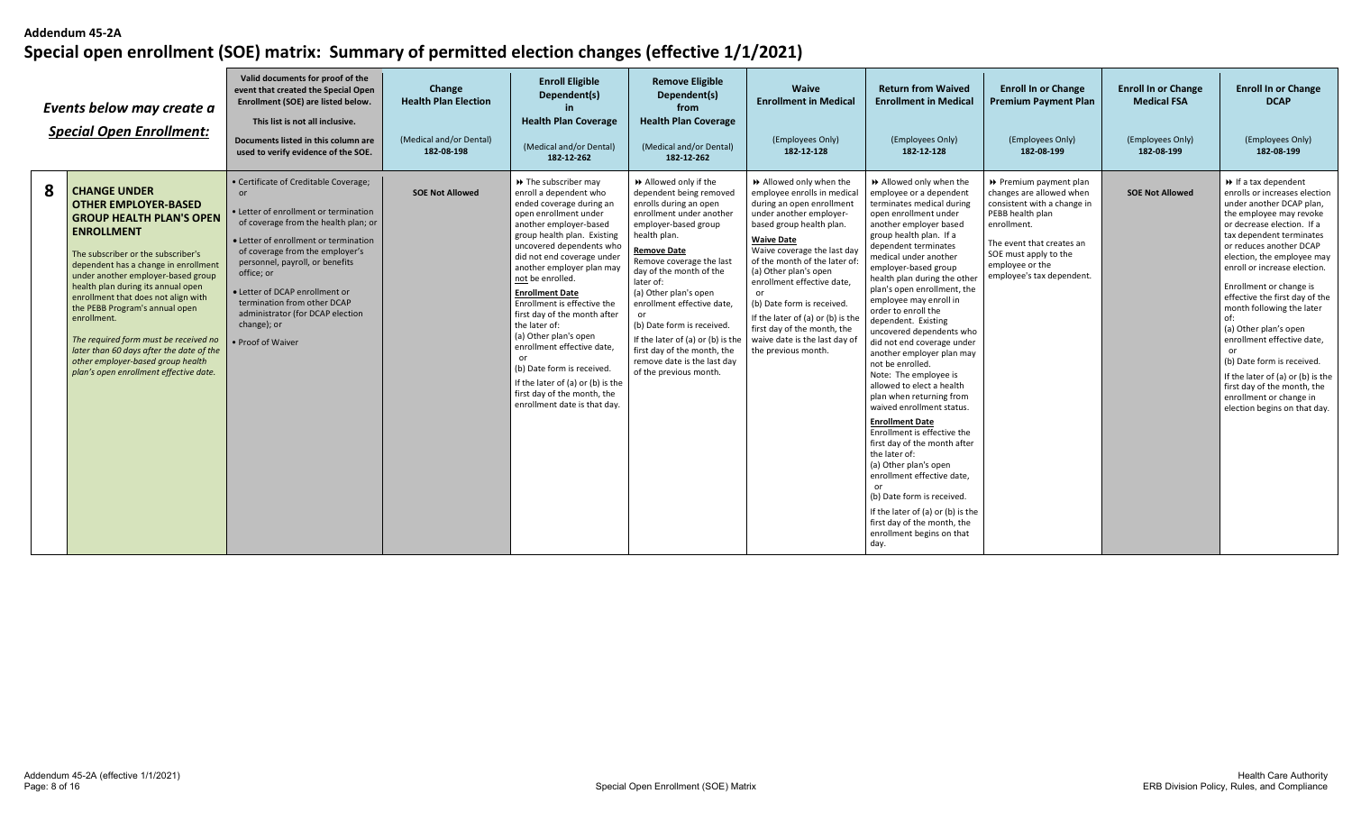**Addendum 45-2A**

# Special open enrollment (SOE) matrix: Summary of permitted election changes (effective 1/1/2021)

| | *Events below may create a* ***Special Open Enrollment:*** | Valid documents for proof of the event that created the Special Open Enrollment (SOE) are listed below. This list is not all inclusive. Documents listed in this column are used to verify evidence of the SOE. | Change Health Plan Election (Medical and/or Dental) 182-08-198 | Enroll Eligible Dependent(s) in Health Plan Coverage (Medical and/or Dental) 182-12-262 | Remove Eligible Dependent(s) from Health Plan Coverage (Medical and/or Dental) 182-12-262 | Waive Enrollment in Medical (Employees Only) 182-12-128 | Return from Waived Enrollment in Medical (Employees Only) 182-12-128 | Enroll In or Change Premium Payment Plan (Employees Only) 182-08-199 | Enroll In or Change Medical FSA (Employees Only) 182-08-199 | Enroll In or Change DCAP (Employees Only) 182-08-199 |
|---|---|---|---|---|---|---|---|---|---|---|
| **8** | **CHANGE UNDER OTHER EMPLOYER-BASED GROUP HEALTH PLAN'S OPEN ENROLLMENT**<br><br>The subscriber or the subscriber's dependent has a change in enrollment under another employer-based group health plan during its annual open enrollment that does not align with the PEBB Program's annual open enrollment.<br><br>*The required form must be received no later than 60 days after the date of the other employer-based group health plan's open enrollment effective date.* | • Certificate of Creditable Coverage; or<br>• Letter of enrollment or termination of coverage from the health plan; or<br>• Letter of enrollment or termination of coverage from the employer's personnel, payroll, or benefits office; or<br>• Letter of DCAP enrollment or termination from other DCAP administrator (for DCAP election change); or<br>• Proof of Waiver | **SOE Not Allowed** | ⏩ The subscriber may enroll a dependent who ended coverage during an open enrollment under another employer-based group health plan. Existing uncovered dependents who did not end coverage under another employer plan may not be enrolled.<br><br>**Enrollment Date**<br>Enrollment is effective the first day of the month after the later of:<br>(a) Other plan's open enrollment effective date,<br>or<br>(b) Date form is received.<br><br>If the later of (a) or (b) is the first day of the month, the enrollment date is that day. | ⏩ Allowed only if the dependent being removed enrolls during an open enrollment under another employer-based group health plan.<br><br>**Remove Date**<br>Remove coverage the last day of the month of the later of:<br>(a) Other plan's open enrollment effective date,<br>or<br>(b) Date form is received.<br><br>If the later of (a) or (b) is the first day of the month, the remove date is the last day of the previous month. | ⏩ Allowed only when the employee enrolls in medical during an open enrollment under another employer-based group health plan.<br><br>**Waive Date**<br>Waive coverage the last day of the month of the later of:<br>(a) Other plan's open enrollment effective date,<br>or<br>(b) Date form is received.<br><br>If the later of (a) or (b) is the first day of the month, the waive date is the last day of the previous month. | ⏩ Allowed only when the employee or a dependent terminates medical during open enrollment under another employer based group health plan. If a dependent terminates medical under another employer-based group health plan during the other plan's open enrollment, the employee may enroll in order to enroll the dependent. Existing uncovered dependents who did not end coverage under another employer plan may not be enrolled.<br>Note: The employee is allowed to elect a health plan when returning from waived enrollment status.<br><br>**Enrollment Date**<br>Enrollment is effective the first day of the month after the later of:<br>(a) Other plan's open enrollment effective date,<br>or<br>(b) Date form is received.<br><br>If the later of (a) or (b) is the first day of the month, the enrollment begins on that day. | ⏩ Premium payment plan changes are allowed when consistent with a change in PEBB health plan enrollment.<br><br>The event that creates an SOE must apply to the employee or the employee's tax dependent. | **SOE Not Allowed** | ⏩ If a tax dependent enrolls or increases election under another DCAP plan, the employee may revoke or decrease election. If a tax dependent terminates or reduces another DCAP election, the employee may enroll or increase election.<br><br>Enrollment or change is effective the first day of the month following the later of:<br>(a) Other plan's open enrollment effective date,<br>or<br>(b) Date form is received.<br><br>If the later of (a) or (b) is the first day of the month, the enrollment or change in election begins on that day. |

Addendum 45-2A (effective 1/1/2021)

Special Open Enrollment (SOE) Matrix

Health Care Authority
ERB Division Policy, Rules, and Compliance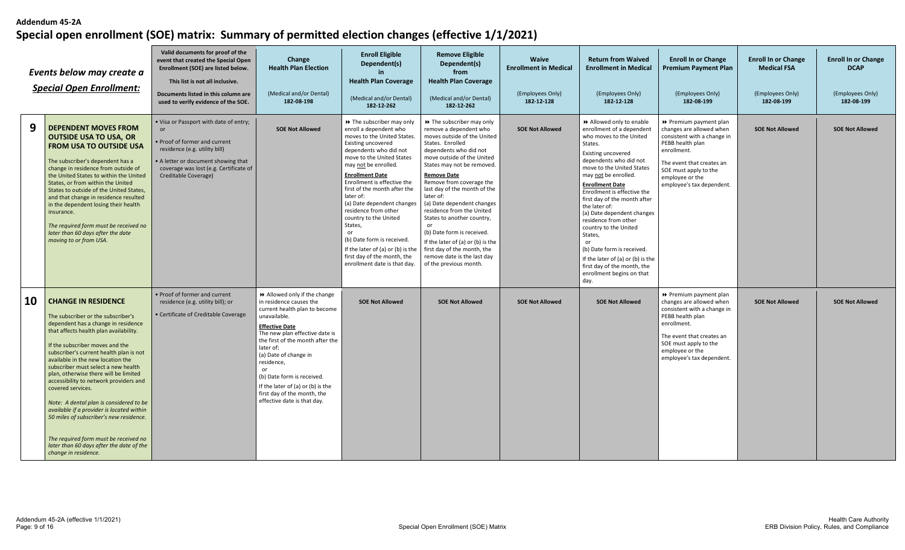**Addendum 45-2A**

# Special open enrollment (SOE) matrix: Summary of permitted election changes (effective 1/1/2021)

| | *Events below may create a Special Open Enrollment:* | Valid documents for proof of the event that created the Special Open Enrollment (SOE) are listed below. This list is not all inclusive. Documents listed in this column are used to verify evidence of the SOE. | Change Health Plan Election (Medical and/or Dental) 182-08-198 | Enroll Eligible Dependent(s) in Health Plan Coverage (Medical and/or Dental) 182-12-262 | Remove Eligible Dependent(s) from Health Plan Coverage (Medical and/or Dental) 182-12-262 | Waive Enrollment in Medical (Employees Only) 182-12-128 | Return from Waived Enrollment in Medical (Employees Only) 182-12-128 | Enroll In or Change Premium Payment Plan (Employees Only) 182-08-199 | Enroll In or Change Medical FSA (Employees Only) 182-08-199 | Enroll In or Change DCAP (Employees Only) 182-08-199 |
|---|---|---|---|---|---|---|---|---|---|---|
| **9** | **DEPENDENT MOVES FROM OUTSIDE USA TO USA, OR FROM USA TO OUTSIDE USA**<br><br>The subscriber's dependent has a change in residence from outside of the United States to within the United States, or from within the United States to outside of the United States, and that change in residence resulted in the dependent losing their health insurance.<br><br>*The required form must be received no later than 60 days after the date moving to or from USA.* | • Visa or Passport with date of entry; or<br>• Proof of former and current residence (e.g. utility bill)<br>• A letter or document showing that coverage was lost (e.g. Certificate of Creditable Coverage) | **SOE Not Allowed** | ➡ The subscriber may only enroll a dependent who moves to the United States. Existing uncovered dependents who did not move to the United States may not be enrolled.<br><br>**Enrollment Date**<br>Enrollment is effective the first of the month after the later of:<br>(a) Date dependent changes residence from other country to the United States,<br>or<br>(b) Date form is received.<br>If the later of (a) or (b) is the first day of the month, the enrollment date is that day. | ➡ The subscriber may only remove a dependent who moves outside of the United States. Enrolled dependents who did not move outside of the United States may not be removed.<br><br>**Remove Date**<br>Remove from coverage the last day of the month of the later of:<br>(a) Date dependent changes residence from the United States to another country,<br>or<br>(b) Date form is received.<br>If the later of (a) or (b) is the first day of the month, the remove date is the last day of the previous month. | **SOE Not Allowed** | ➡ Allowed only to enable enrollment of a dependent who moves to the United States.<br>Existing uncovered dependents who did not move to the United States may not be enrolled.<br><br>**Enrollment Date**<br>Enrollment is effective the first day of the month after the later of:<br>(a) Date dependent changes residence from other country to the United States,<br>or<br>(b) Date form is received.<br>If the later of (a) or (b) is the first day of the month, the enrollment begins on that day. | ➡ Premium payment plan changes are allowed when consistent with a change in PEBB health plan enrollment.<br><br>The event that creates an SOE must apply to the employee or the employee's tax dependent. | **SOE Not Allowed** | **SOE Not Allowed** |
| **10** | **CHANGE IN RESIDENCE**<br><br>The subscriber or the subscriber's dependent has a change in residence that affects health plan availability.<br><br>If the subscriber moves and the subscriber's current health plan is not available in the new location the subscriber must select a new health plan, otherwise there will be limited accessibility to network providers and covered services.<br><br>*Note: A dental plan is considered to be available if a provider is located within 50 miles of subscriber's new residence.*<br><br>*The required form must be received no later than 60 days after the date of the change in residence.* | • Proof of former and current residence (e.g. utility bill); or<br>• Certificate of Creditable Coverage | ➡ Allowed only if the change in residence causes the current health plan to become unavailable.<br><br>**Effective Date**<br>The new plan effective date is the first of the month after the later of:<br>(a) Date of change in residence,<br>or<br>(b) Date form is received.<br>If the later of (a) or (b) is the first day of the month, the effective date is that day. | **SOE Not Allowed** | **SOE Not Allowed** | **SOE Not Allowed** | **SOE Not Allowed** | ➡ Premium payment plan changes are allowed when consistent with a change in PEBB health plan enrollment.<br><br>The event that creates an SOE must apply to the employee or the employee's tax dependent. | **SOE Not Allowed** | **SOE Not Allowed** |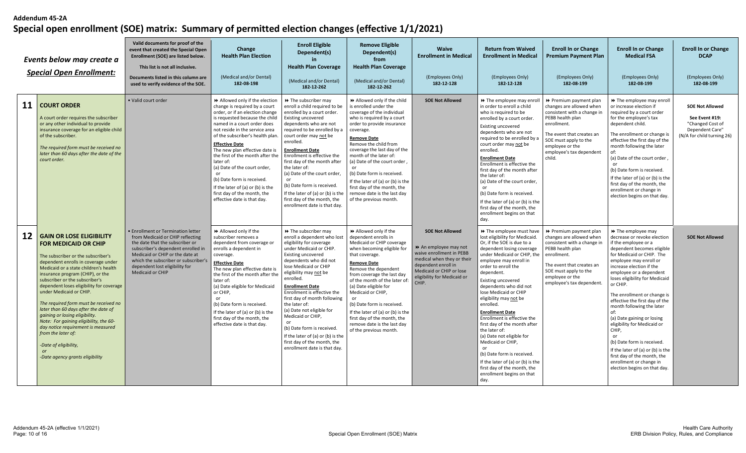**Addendum 45-2A**

# Special open enrollment (SOE) matrix: Summary of permitted election changes (effective 1/1/2021)

| | *Events below may create a* ***Special Open Enrollment:*** | Valid documents for proof of the event that created the Special Open Enrollment (SOE) are listed below. This list is not all inclusive. Documents listed in this column are used to verify evidence of the SOE. | **Change Health Plan Election** (Medical and/or Dental) **182-08-198** | **Enroll Eligible Dependent(s) in Health Plan Coverage** (Medical and/or Dental) **182-12-262** | **Remove Eligible Dependent(s) from Health Plan Coverage** (Medical and/or Dental) **182-12-262** | **Waive Enrollment in Medical** (Employees Only) **182-12-128** | **Return from Waived Enrollment in Medical** (Employees Only) **182-12-128** | **Enroll In or Change Premium Payment Plan** (Employees Only) **182-08-199** | **Enroll In or Change Medical FSA** (Employees Only) **182-08-199** | **Enroll In or Change DCAP** (Employees Only) **182-08-199** |
|---|---|---|---|---|---|---|---|---|---|---|
| **11** | **COURT ORDER** A court order requires the subscriber or any other individual to provide insurance coverage for an eligible child of the subscriber. *The required form must be received no later than 60 days after the date of the court order.* | • Valid court order | ⏩ Allowed only if the election change is required by a court order, or if an election change is requested because the child named in a court order does not reside in the service area of the subscriber's health plan. **Effective Date** The new plan effective date is the first of the month after the later of: (a) Date of the court order, or (b) Date form is received. If the later of (a) or (b) is the first day of the month, the effective date is that day. | ⏩ The subscriber may enroll a child required to be enrolled by a court order. Existing uncovered dependents who are not required to be enrolled by a court order may not be enrolled. **Enrollment Date** Enrollment is effective the first day of the month after the later of: (a) Date of the court order, or (b) Date form is received. If the later of (a) or (b) is the first day of the month, the enrollment date is that day. | ⏩ Allowed only if the child is enrolled under the coverage of the individual who is required by a court order to provide insurance coverage. **Remove Date** Remove the child from coverage the last day of the month of the later of: (a) Date of the court order, or (b) Date form is received. If the later of (a) or (b) is the first day of the month, the remove date is the last day of the previous month. | **SOE Not Allowed** | ⏩ The employee may enroll in order to enroll a child who is required to be enrolled by a court order. Existing uncovered dependents who are not required to be enrolled by a court order may not be enrolled. **Enrollment Date** Enrollment is effective the first day of the month after the later of: (a) Date of the court order, or (b) Date form is received. If the later of (a) or (b) is the first day of the month, the enrollment begins on that day. | ⏩ Premium payment plan changes are allowed when consistent with a change in PEBB health plan enrollment. The event that creates an SOE must apply to the employee or the employee's tax dependent child. | ⏩ The employee may enroll or increase election if required by a court order for the employee's tax dependent child. The enrollment or change is effective the first day of the month following the later of: (a) Date of the court order, or (b) Date form is received. If the later of (a) or (b) is the first day of the month, the enrollment or change in election begins on that day. | **SOE Not Allowed** **See Event #19:** "Changed Cost of Dependent Care" (N/A for child turning 26) |
| **12** | **GAIN OR LOSE ELIGIBILITY FOR MEDICAID OR CHIP** The subscriber or the subscriber's dependent enrolls in coverage under Medicaid or a state children's health insurance program (CHIP), or the subscriber or the subscriber's dependent loses eligibility for coverage under Medicaid or CHIP. *The required form must be received no later than 60 days after the date of gaining or losing eligibility. Note: For gaining eligibility, the 60-day notice requirement is measured from the later of: -Date of eligibility, or -Date agency grants eligibility* | • Enrollment or Termination letter from Medicaid or CHIP reflecting the date that the subscriber or subscriber's dependent enrolled in Medicaid or CHIP or the date at which the subscriber or subscriber's dependent lost eligibility for Medicaid or CHIP | ⏩ Allowed only if the subscriber removes a dependent from coverage or enrolls a dependent in coverage. **Effective Date** The new plan effective date is the first of the month after the later of: (a) Date eligible for Medicaid or CHIP, or (b) Date form is received. If the later of (a) or (b) is the first day of the month, the effective date is that day. | ⏩ The subscriber may enroll a dependent who lost eligibility for coverage under Medicaid or CHIP. Existing uncovered dependents who did not lose Medicaid or CHIP eligibility may not be enrolled. **Enrollment Date** Enrollment is effective the first day of month following the later of: (a) Date not eligible for Medicaid or CHIP, or (b) Date form is received. If the later of (a) or (b) is the first day of the month, the enrollment date is that day. | ⏩ Allowed only if the dependent enrolls in Medicaid or CHIP coverage when becoming eligible for that coverage. **Remove Date** Remove the dependent from coverage the last day of the month of the later of: (a) Date eligible for Medicaid or CHIP, or (b) Date form is received. If the later of (a) or (b) is the first day of the month, the remove date is the last day of the previous month. | **SOE Not Allowed** ⏩ An employee may not waive enrollment in PEBB medical when they or their dependent enroll in Medicaid or CHIP or lose eligibility for Medicaid or CHIP. | ⏩ The employee must have lost eligibility for Medicaid. Or, if the SOE is due to a dependent losing coverage under Medicaid or CHIP, the employee may enroll in order to enroll the dependent. Existing uncovered dependents who did not lose Medicaid or CHIP eligibility may not be enrolled. **Enrollment Date** Enrollment is effective the first day of the month after the later of: (a) Date not eligible for Medicaid or CHIP, or (b) Date form is received. If the later of (a) or (b) is the first day of the month, the enrollment begins on that day. | ⏩ Premium payment plan changes are allowed when consistent with a change in PEBB health plan enrollment. The event that creates an SOE must apply to the employee or the employee's tax dependent. | ⏩ The employee may decrease or revoke election if the employee or a dependent becomes eligible for Medicaid or CHIP. The employee may enroll or increase election if the employee or a dependent loses eligibility for Medicaid or CHIP. The enrollment or change is effective the first day of the month following the later of: (a) Date gaining or losing eligibility for Medicaid or CHIP, or (b) Date form is received. If the later of (a) or (b) is the first day of the month, the enrollment or change in election begins on that day. | **SOE Not Allowed** |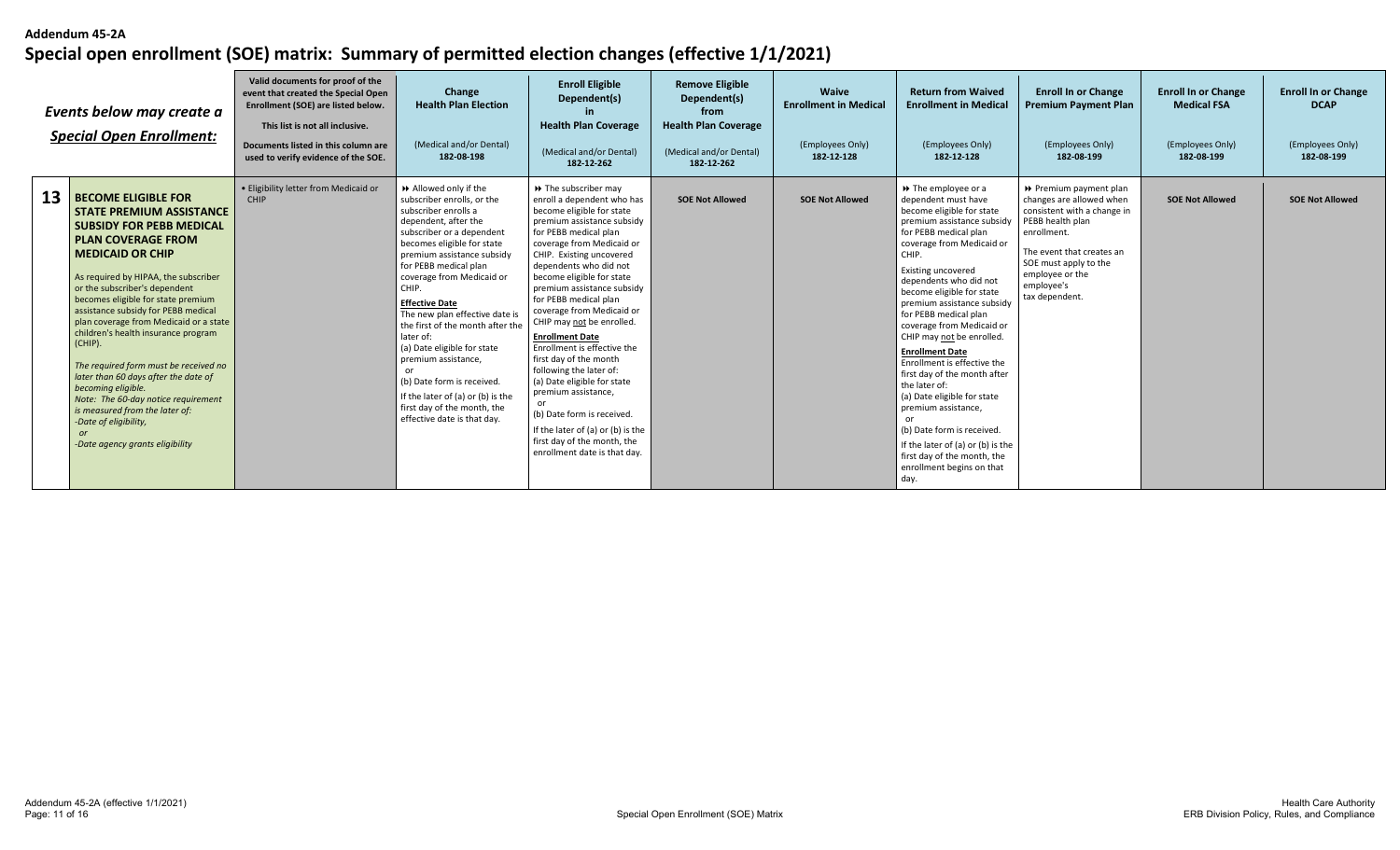**Addendum 45-2A**

# Special open enrollment (SOE) matrix: Summary of permitted election changes (effective 1/1/2021)

| | *Events below may create a* ***Special Open Enrollment:*** | **Valid documents for proof of the event that created the Special Open Enrollment (SOE) are listed below. This list is not all inclusive. Documents listed in this column are used to verify evidence of the SOE.** | **Change Health Plan Election** (Medical and/or Dental) **182-08-198** | **Enroll Eligible Dependent(s) in Health Plan Coverage** (Medical and/or Dental) **182-12-262** | **Remove Eligible Dependent(s) from Health Plan Coverage** (Medical and/or Dental) **182-12-262** | **Waive Enrollment in Medical** (Employees Only) **182-12-128** | **Return from Waived Enrollment in Medical** (Employees Only) **182-12-128** | **Enroll In or Change Premium Payment Plan** (Employees Only) **182-08-199** | **Enroll In or Change Medical FSA** (Employees Only) **182-08-199** | **Enroll In or Change DCAP** (Employees Only) **182-08-199** |
|---|---|---|---|---|---|---|---|---|---|---|
| **13** | **BECOME ELIGIBLE FOR STATE PREMIUM ASSISTANCE SUBSIDY FOR PEBB MEDICAL PLAN COVERAGE FROM MEDICAID OR CHIP**<br><br>As required by HIPAA, the subscriber or the subscriber's dependent becomes eligible for state premium assistance subsidy for PEBB medical plan coverage from Medicaid or a state children's health insurance program (CHIP).<br><br>*The required form must be received no later than 60 days after the date of becoming eligible.*<br>*Note: The 60-day notice requirement is measured from the later of:*<br>*-Date of eligibility,*<br>*or*<br>*-Date agency grants eligibility* | • Eligibility letter from Medicaid or CHIP | ➡ Allowed only if the subscriber enrolls, or the subscriber enrolls a dependent, after the subscriber or a dependent becomes eligible for state premium assistance subsidy for PEBB medical plan coverage from Medicaid or CHIP.<br><br>**Effective Date**<br>The new plan effective date is the first of the month after the later of:<br>(a) Date eligible for state premium assistance,<br>or<br>(b) Date form is received.<br>If the later of (a) or (b) is the first day of the month, the effective date is that day. | ➡ The subscriber may enroll a dependent who has become eligible for state premium assistance subsidy for PEBB medical plan coverage from Medicaid or CHIP. Existing uncovered dependents who did not become eligible for state premium assistance subsidy for PEBB medical plan coverage from Medicaid or CHIP may not be enrolled.<br><br>**Enrollment Date**<br>Enrollment is effective the first day of the month following the later of:<br>(a) Date eligible for state premium assistance,<br>or<br>(b) Date form is received.<br>If the later of (a) or (b) is the first day of the month, the enrollment date is that day. | **SOE Not Allowed** | **SOE Not Allowed** | ➡ The employee or a dependent must have become eligible for state premium assistance subsidy for PEBB medical plan coverage from Medicaid or CHIP.<br><br>Existing uncovered dependents who did not become eligible for state premium assistance subsidy for PEBB medical plan coverage from Medicaid or CHIP may not be enrolled.<br><br>**Enrollment Date**<br>Enrollment is effective the first day of the month after the later of:<br>(a) Date eligible for state premium assistance,<br>or<br>(b) Date form is received.<br>If the later of (a) or (b) is the first day of the month, the enrollment begins on that day. | ➡ Premium payment plan changes are allowed when consistent with a change in PEBB health plan enrollment.<br><br>The event that creates an SOE must apply to the employee or the employee's tax dependent. | **SOE Not Allowed** | **SOE Not Allowed** |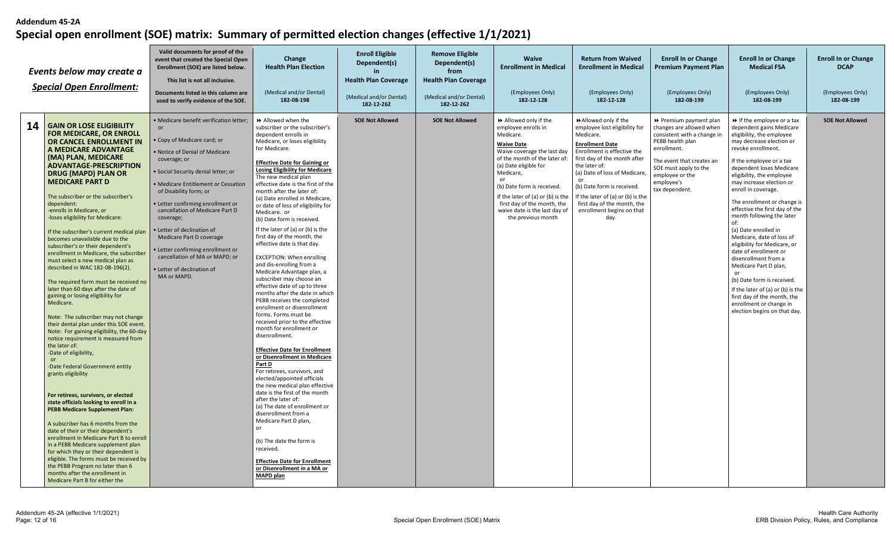**Addendum 45-2A**

# Special open enrollment (SOE) matrix: Summary of permitted election changes (effective 1/1/2021)

| | *Events below may create a Special Open Enrollment:* | Valid documents for proof of the event that created the Special Open Enrollment (SOE) are listed below. This list is not all inclusive. Documents listed in this column are used to verify evidence of the SOE. | Change Health Plan Election (Medical and/or Dental) 182-08-198 | Enroll Eligible Dependent(s) in Health Plan Coverage (Medical and/or Dental) 182-12-262 | Remove Eligible Dependent(s) from Health Plan Coverage (Medical and/or Dental) 182-12-262 | Waive Enrollment in Medical (Employees Only) 182-12-128 | Return from Waived Enrollment in Medical (Employees Only) 182-12-128 | Enroll In or Change Premium Payment Plan (Employees Only) 182-08-199 | Enroll In or Change Medical FSA (Employees Only) 182-08-199 | Enroll In or Change DCAP (Employees Only) 182-08-199 |
|---|---|---|---|---|---|---|---|---|---|---|
| **14** | **GAIN OR LOSE ELIGIBILITY FOR MEDICARE, OR ENROLL OR CANCEL ENROLLMENT IN A MEDICARE ADVANTAGE (MA) PLAN, MEDICARE ADVANTAGE-PRESCRIPTION DRUG (MAPD) PLAN OR MEDICARE PART D**<br><br>The subscriber or the subscriber's dependent:<br>-enrolls in Medicare, or<br>-loses eligibility for Medicare:<br><br>If the subscriber's current medical plan becomes unavailable due to the subscriber's or their dependent's enrollment in Medicare, the subscriber must select a new medical plan as described in WAC 182-08-196(2).<br><br>The required form must be received no later than 60 days after the date of gaining or losing eligibility for Medicare.<br><br>Note: The subscriber may not change their dental plan under this SOE event.<br>Note: For gaining eligibility, the 60-day notice requirement is measured from the later of:<br>-Date of eligibility,<br>or<br>-Date Federal Government entity grants eligibility<br><br>**For retirees, survivors, or elected state officials looking to enroll in a PEBB Medicare Supplement Plan:**<br><br>A subscriber has 6 months from the date of their or their dependent's enrollment in Medicare Part B to enroll in a PEBB Medicare supplement plan for which they or their dependent is eligible. The forms must be received by the PEBB Program no later than 6 months after the enrollment in Medicare Part B for either the | • Medicare benefit verification letter; or<br>• Copy of Medicare card; or<br>• Notice of Denial of Medicare coverage; or<br>• Social Security denial letter; or<br>• Medicare Entitlement or Cessation of Disability form; or<br>• Letter confirming enrollment or cancellation of Medicare Part D coverage;<br>• Letter of declination of Medicare Part D coverage<br>• Letter confirming enrollment or cancellation of MA or MAPD; or<br>• Letter of declination of MA or MAPD. | ⏩ Allowed when the subscriber or the subscriber's dependent enrolls in Medicare, or loses eligibility for Medicare.<br><br>**Effective Date for Gaining or Losing Eligibility for Medicare**<br>The new medical plan effective date is the first of the month after the later of:<br>(a) Date enrolled in Medicare, or date of loss of eligibility for Medicare. or<br>(b) Date form is received.<br>If the later of (a) or (b) is the first day of the month, the effective date is that day.<br><br>EXCEPTION: When enrolling and dis-enrolling from a Medicare Advantage plan, a subscriber may choose an effective date of up to three months after the date in which PEBB receives the completed enrollment or disenrollment forms. Forms must be received prior to the effective month for enrollment or disenrollment.<br><br>**Effective Date for Enrollment or Disenrollment in Medicare Part D**<br>For retirees, survivors, and elected/appointed officials the new medical plan effective date is the first of the month after the later of:<br>(a) The date of enrollment or disenrollment from a Medicare Part D plan,<br>or<br>(b) The date the form is received.<br><br>**Effective Date for Enrollment or Disenrollment in a MA or MAPD plan** | **SOE Not Allowed** | **SOE Not Allowed** | ⏩ Allowed only if the employee enrolls in Medicare.<br>**Waive Date**<br>Waive coverage the last day of the month of the later of:<br>(a) Date eligible for Medicare,<br>or<br>(b) Date form is received.<br>If the later of (a) or (b) is the first day of the month, the waive date is the last day of the previous month | ⏩Allowed only if the employee lost eligibility for Medicare.<br>**Enrollment Date**<br>Enrollment is effective the first day of the month after the later of:<br>(a) Date of loss of Medicare,<br>or<br>(b) Date form is received.<br>If the later of (a) or (b) is the first day of the month, the enrollment begins on that day. | ⏩ Premium payment plan changes are allowed when consistent with a change in PEBB health plan enrollment.<br>The event that creates an SOE must apply to the employee or the employee's tax dependent. | ⏩ If the employee or a tax dependent gains Medicare eligibility, the employee may decrease election or revoke enrollment.<br>If the employee or a tax dependent loses Medicare eligibility, the employee may increase election or enroll in coverage.<br>The enrollment or change is effective the first day of the month following the later of:<br>(a) Date enrolled in Medicare, date of loss of eligibility for Medicare, or date of enrollment or disenrollment from a Medicare Part D plan,<br>or<br>(b) Date form is received.<br>If the later of (a) or (b) is the first day of the month, the enrollment or change in election begins on that day. | **SOE Not Allowed** |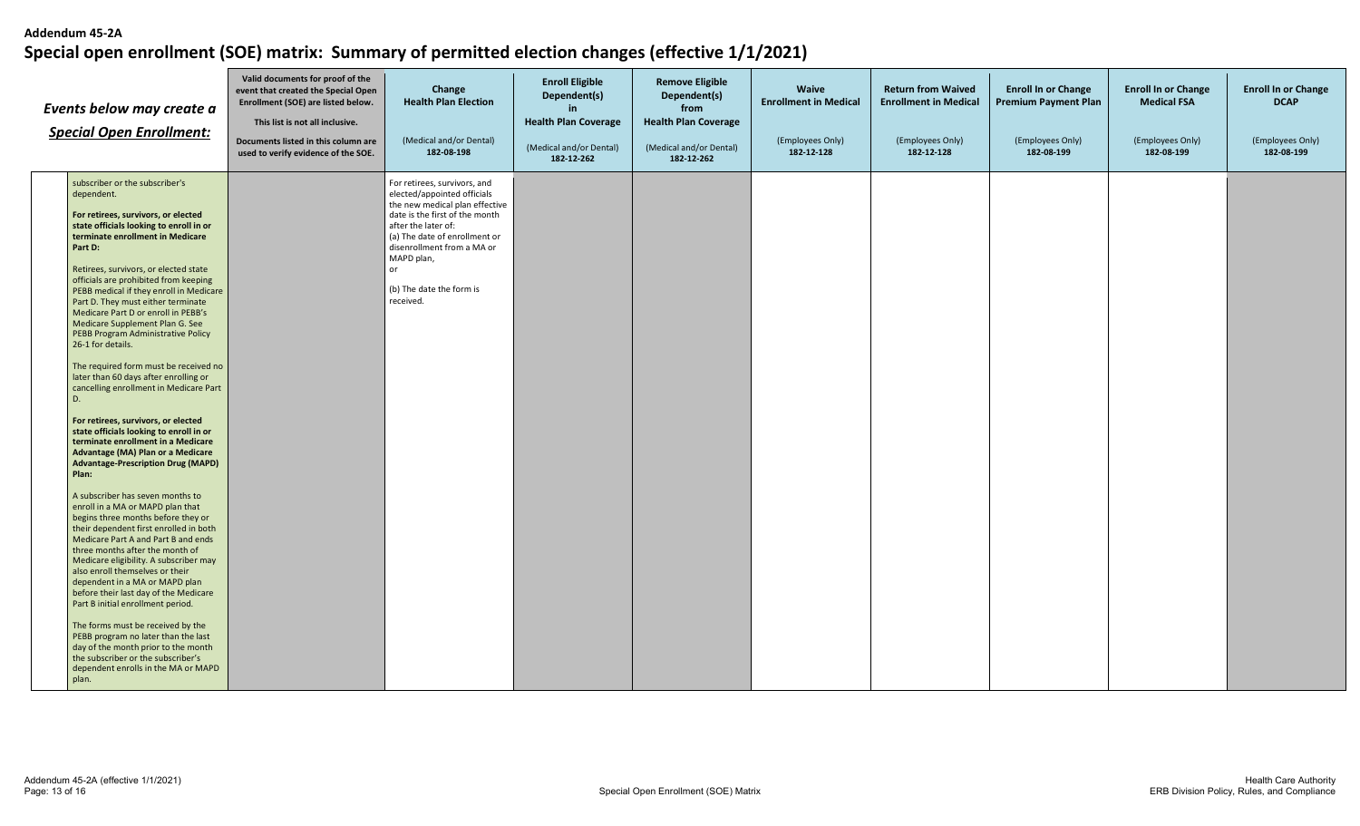**Addendum 45-2A**

# Special open enrollment (SOE) matrix: Summary of permitted election changes (effective 1/1/2021)

| *Events below may create a Special Open Enrollment:* | Valid documents for proof of the event that created the Special Open Enrollment (SOE) are listed below. This list is not all inclusive. Documents listed in this column are used to verify evidence of the SOE. | Change Health Plan Election (Medical and/or Dental) 182-08-198 | Enroll Eligible Dependent(s) in Health Plan Coverage (Medical and/or Dental) 182-12-262 | Remove Eligible Dependent(s) from Health Plan Coverage (Medical and/or Dental) 182-12-262 | Waive Enrollment in Medical (Employees Only) 182-12-128 | Return from Waived Enrollment in Medical (Employees Only) 182-12-128 | Enroll In or Change Premium Payment Plan (Employees Only) 182-08-199 | Enroll In or Change Medical FSA (Employees Only) 182-08-199 | Enroll In or Change DCAP (Employees Only) 182-08-199 |
|---|---|---|---|---|---|---|---|---|---|
| subscriber or the subscriber's dependent.<br><br>**For retirees, survivors, or elected state officials looking to enroll in or terminate enrollment in Medicare Part D:**<br><br>Retirees, survivors, or elected state officials are prohibited from keeping PEBB medical if they enroll in Medicare Part D. They must either terminate Medicare Part D or enroll in PEBB's Medicare Supplement Plan G. See PEBB Program Administrative Policy 26-1 for details.<br><br>The required form must be received no later than 60 days after enrolling or cancelling enrollment in Medicare Part D.<br><br>**For retirees, survivors, or elected state officials looking to enroll in or terminate enrollment in a Medicare Advantage (MA) Plan or a Medicare Advantage-Prescription Drug (MAPD) Plan:**<br><br>A subscriber has seven months to enroll in a MA or MAPD plan that begins three months before they or their dependent first enrolled in both Medicare Part A and Part B and ends three months after the month of Medicare eligibility. A subscriber may also enroll themselves or their dependent in a MA or MAPD plan before their last day of the Medicare Part B initial enrollment period.<br><br>The forms must be received by the PEBB program no later than the last day of the month prior to the month the subscriber or the subscriber's dependent enrolls in the MA or MAPD plan. | | For retirees, survivors, and elected/appointed officials the new medical plan effective date is the first of the month after the later of:<br>(a) The date of enrollment or disenrollment from a MA or MAPD plan,<br>or<br>(b) The date the form is received. | | | | | | | |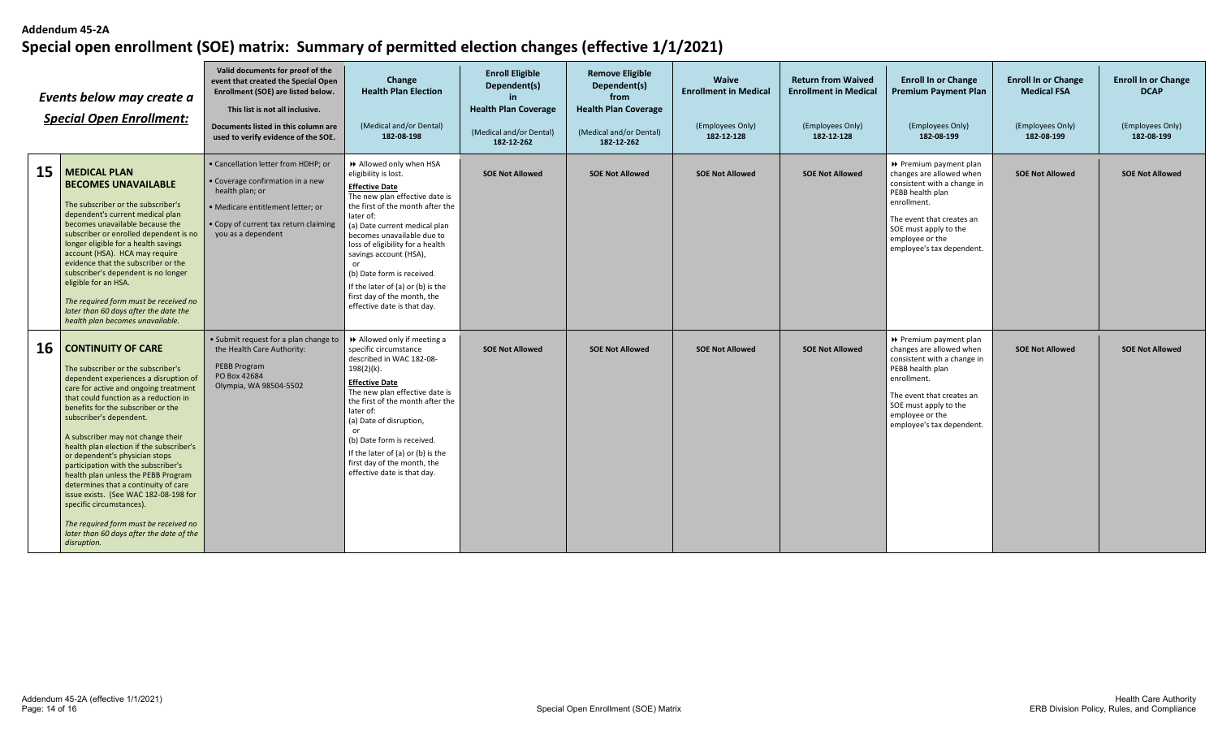**Addendum 45-2A**

# Special open enrollment (SOE) matrix: Summary of permitted election changes (effective 1/1/2021)

| | Events below may create a Special Open Enrollment: | Valid documents for proof of the event that created the Special Open Enrollment (SOE) are listed below. This list is not all inclusive. Documents listed in this column are used to verify evidence of the SOE. | Change Health Plan Election (Medical and/or Dental) 182-08-198 | Enroll Eligible Dependent(s) in Health Plan Coverage (Medical and/or Dental) 182-12-262 | Remove Eligible Dependent(s) from Health Plan Coverage (Medical and/or Dental) 182-12-262 | Waive Enrollment in Medical (Employees Only) 182-12-128 | Return from Waived Enrollment in Medical (Employees Only) 182-12-128 | Enroll In or Change Premium Payment Plan (Employees Only) 182-08-199 | Enroll In or Change Medical FSA (Employees Only) 182-08-199 | Enroll In or Change DCAP (Employees Only) 182-08-199 |
|---|---|---|---|---|---|---|---|---|---|---|
| 15 | **MEDICAL PLAN BECOMES UNAVAILABLE** The subscriber or the subscriber's dependent's current medical plan becomes unavailable because the subscriber or enrolled dependent is no longer eligible for a health savings account (HSA). HCA may require evidence that the subscriber or the subscriber's dependent is no longer eligible for an HSA. *The required form must be received no later than 60 days after the date the health plan becomes unavailable.* | • Cancellation letter from HDHP; or • Coverage confirmation in a new health plan; or • Medicare entitlement letter; or • Copy of current tax return claiming you as a dependent | ⏩ Allowed only when HSA eligibility is lost. **Effective Date** The new plan effective date is the first of the month after the later of: (a) Date current medical plan becomes unavailable due to loss of eligibility for a health savings account (HSA), or (b) Date form is received. If the later of (a) or (b) is the first day of the month, the effective date is that day. | **SOE Not Allowed** | **SOE Not Allowed** | **SOE Not Allowed** | **SOE Not Allowed** | ⏩ Premium payment plan changes are allowed when consistent with a change in PEBB health plan enrollment. The event that creates an SOE must apply to the employee or the employee's tax dependent. | **SOE Not Allowed** | **SOE Not Allowed** |
| 16 | **CONTINUITY OF CARE** The subscriber or the subscriber's dependent experiences a disruption of care for active and ongoing treatment that could function as a reduction in benefits for the subscriber or the subscriber's dependent. A subscriber may not change their health plan election if the subscriber's or dependent's physician stops participation with the subscriber's health plan unless the PEBB Program determines that a continuity of care issue exists. (See WAC 182-08-198 for specific circumstances). *The required form must be received no later than 60 days after the date of the disruption.* | • Submit request for a plan change to the Health Care Authority: PEBB Program PO Box 42684 Olympia, WA 98504-5502 | ⏩ Allowed only if meeting a specific circumstance described in WAC 182-08-198(2)(k). **Effective Date** The new plan effective date is the first of the month after the later of: (a) Date of disruption, or (b) Date form is received. If the later of (a) or (b) is the first day of the month, the effective date is that day. | **SOE Not Allowed** | **SOE Not Allowed** | **SOE Not Allowed** | **SOE Not Allowed** | ⏩ Premium payment plan changes are allowed when consistent with a change in PEBB health plan enrollment. The event that creates an SOE must apply to the employee or the employee's tax dependent. | **SOE Not Allowed** | **SOE Not Allowed** |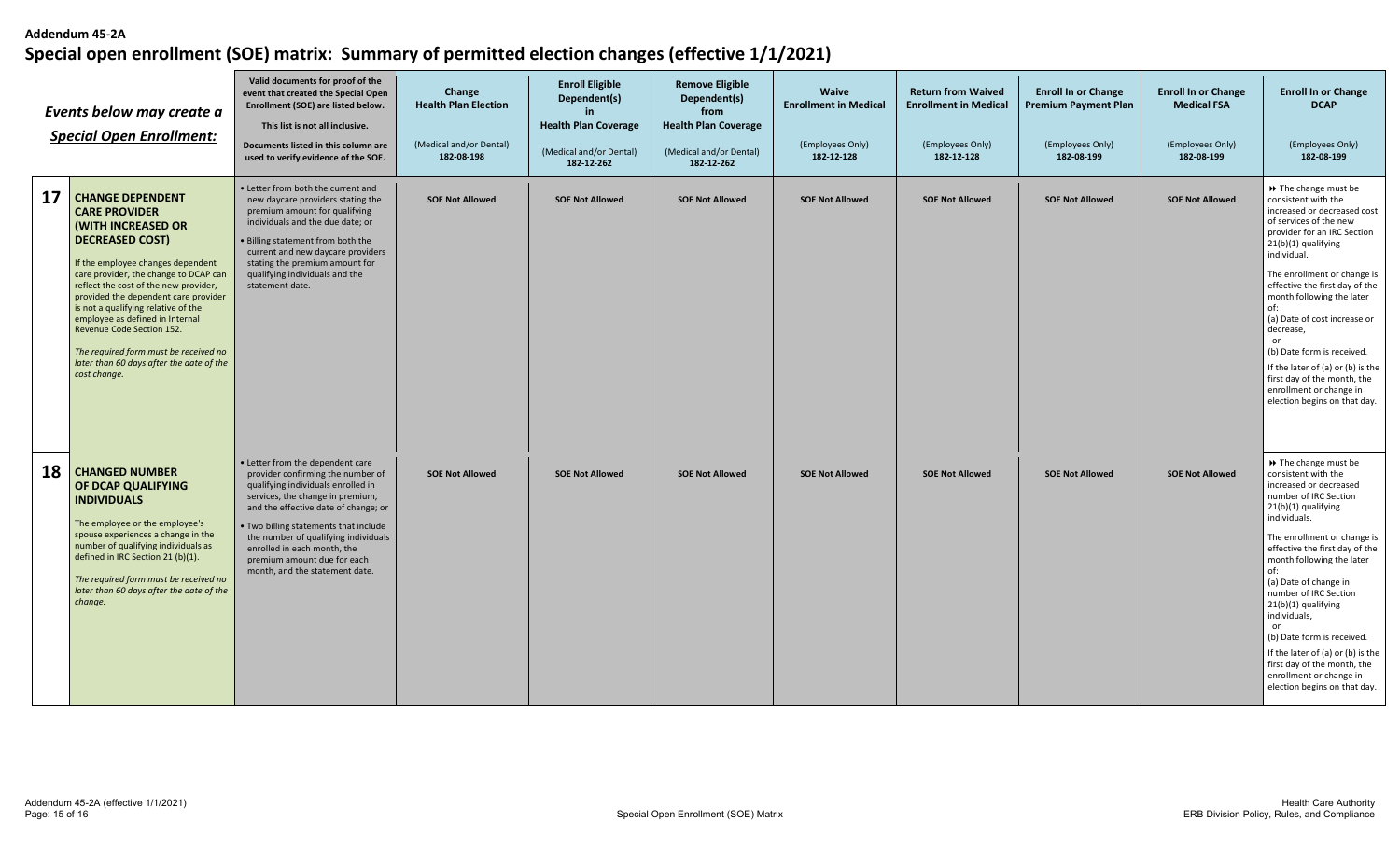**Addendum 45-2A**

# Special open enrollment (SOE) matrix: Summary of permitted election changes (effective 1/1/2021)

| | *Events below may create a* ***Special Open Enrollment:*** | **Valid documents for proof of the event that created the Special Open Enrollment (SOE) are listed below.** **This list is not all inclusive.** **Documents listed in this column are used to verify evidence of the SOE.** | **Change Health Plan Election** (Medical and/or Dental) **182-08-198** | **Enroll Eligible Dependent(s) in Health Plan Coverage** (Medical and/or Dental) **182-12-262** | **Remove Eligible Dependent(s) from Health Plan Coverage** (Medical and/or Dental) **182-12-262** | **Waive Enrollment in Medical** (Employees Only) **182-12-128** | **Return from Waived Enrollment in Medical** (Employees Only) **182-12-128** | **Enroll In or Change Premium Payment Plan** (Employees Only) **182-08-199** | **Enroll In or Change Medical FSA** (Employees Only) **182-08-199** | **Enroll In or Change DCAP** (Employees Only) **182-08-199** |
|---|---|---|---|---|---|---|---|---|---|---|
| **17** | **CHANGE DEPENDENT CARE PROVIDER (WITH INCREASED OR DECREASED COST)** If the employee changes dependent care provider, the change to DCAP can reflect the cost of the new provider, provided the dependent care provider is not a qualifying relative of the employee as defined in Internal Revenue Code Section 152. *The required form must be received no later than 60 days after the date of the cost change.* | • Letter from both the current and new daycare providers stating the premium amount for qualifying individuals and the due date; or • Billing statement from both the current and new daycare providers stating the premium amount for qualifying individuals and the statement date. | **SOE Not Allowed** | **SOE Not Allowed** | **SOE Not Allowed** | **SOE Not Allowed** | **SOE Not Allowed** | **SOE Not Allowed** | **SOE Not Allowed** | ⏩ The change must be consistent with the increased or decreased cost of services of the new provider for an IRC Section 21(b)(1) qualifying individual. The enrollment or change is effective the first day of the month following the later of: (a) Date of cost increase or decrease, or (b) Date form is received. If the later of (a) or (b) is the first day of the month, the enrollment or change in election begins on that day. |
| **18** | **CHANGED NUMBER OF DCAP QUALIFYING INDIVIDUALS** The employee or the employee's spouse experiences a change in the number of qualifying individuals as defined in IRC Section 21 (b)(1). *The required form must be received no later than 60 days after the date of the change.* | • Letter from the dependent care provider confirming the number of qualifying individuals enrolled in services, the change in premium, and the effective date of change; or • Two billing statements that include the number of qualifying individuals enrolled in each month, the premium amount due for each month, and the statement date. | **SOE Not Allowed** | **SOE Not Allowed** | **SOE Not Allowed** | **SOE Not Allowed** | **SOE Not Allowed** | **SOE Not Allowed** | **SOE Not Allowed** | ⏩ The change must be consistent with the increased or decreased number of IRC Section 21(b)(1) qualifying individuals. The enrollment or change is effective the first day of the month following the later of: (a) Date of change in number of IRC Section 21(b)(1) qualifying individuals, or (b) Date form is received. If the later of (a) or (b) is the first day of the month, the enrollment or change in election begins on that day. |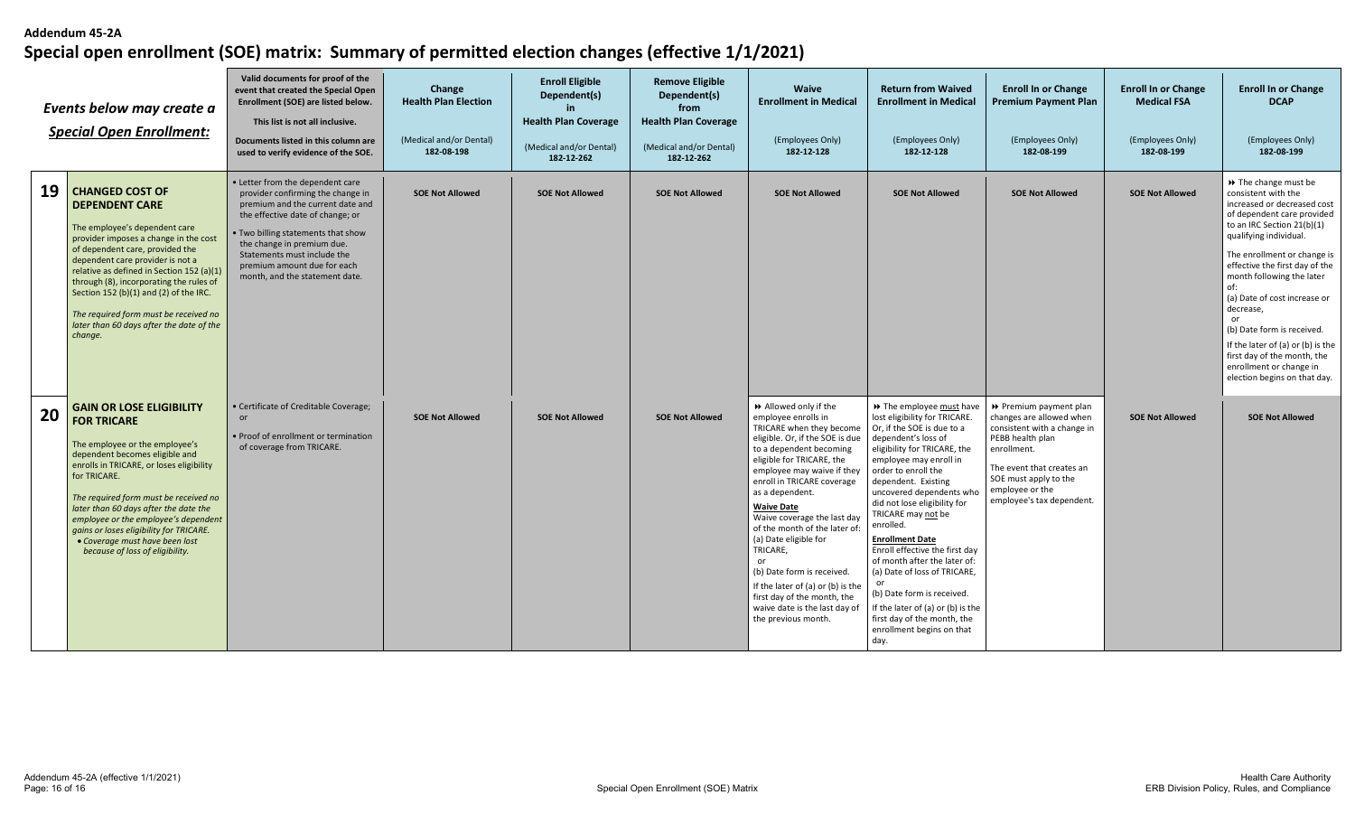**Addendum 45-2A**

# Special open enrollment (SOE) matrix: Summary of permitted election changes (effective 1/1/2021)

| | Events below may create a Special Open Enrollment: | Valid documents for proof of the event that created the Special Open Enrollment (SOE) are listed below. This list is not all inclusive. Documents listed in this column are used to verify evidence of the SOE. | Change Health Plan Election (Medical and/or Dental) 182-08-198 | Enroll Eligible Dependent(s) in Health Plan Coverage (Medical and/or Dental) 182-12-262 | Remove Eligible Dependent(s) from Health Plan Coverage (Medical and/or Dental) 182-12-262 | Waive Enrollment in Medical (Employees Only) 182-12-128 | Return from Waived Enrollment in Medical (Employees Only) 182-12-128 | Enroll In or Change Premium Payment Plan (Employees Only) 182-08-199 | Enroll In or Change Medical FSA (Employees Only) 182-08-199 | Enroll In or Change DCAP (Employees Only) 182-08-199 |
|---|---|---|---|---|---|---|---|---|---|---|
| 19 | **CHANGED COST OF DEPENDENT CARE**<br><br>The employee's dependent care provider imposes a change in the cost of dependent care, provided the dependent care provider is not a relative as defined in Section 152 (a)(1) through (8), incorporating the rules of Section 152 (b)(1) and (2) of the IRC.<br><br>*The required form must be received no later than 60 days after the date of the change.* | • Letter from the dependent care provider confirming the change in premium and the current date and the effective date of change; or<br>• Two billing statements that show the change in premium due. Statements must include the premium amount due for each month, and the statement date. | **SOE Not Allowed** | **SOE Not Allowed** | **SOE Not Allowed** | **SOE Not Allowed** | **SOE Not Allowed** | **SOE Not Allowed** | **SOE Not Allowed** | ⏩ The change must be consistent with the increased or decreased cost of dependent care provided to an IRC Section 21(b)(1) qualifying individual.<br><br>The enrollment or change is effective the first day of the month following the later of:<br>(a) Date of cost increase or decrease,<br>or<br>(b) Date form is received.<br><br>If the later of (a) or (b) is the first day of the month, the enrollment or change in election begins on that day. |
| 20 | **GAIN OR LOSE ELIGIBILITY FOR TRICARE**<br><br>The employee or the employee's dependent becomes eligible and enrolls in TRICARE, or loses eligibility for TRICARE.<br><br>*The required form must be received no later than 60 days after the date the employee or the employee's dependent gains or loses eligibility for TRICARE.*<br>*• Coverage must have been lost because of loss of eligibility.* | • Certificate of Creditable Coverage; or<br>• Proof of enrollment or termination of coverage from TRICARE. | **SOE Not Allowed** | **SOE Not Allowed** | **SOE Not Allowed** | ⏩ Allowed only if the employee enrolls in TRICARE when they become eligible. Or, if the SOE is due to a dependent becoming eligible for TRICARE, the employee may waive if they enroll in TRICARE coverage as a dependent.<br><br>**Waive Date**<br>Waive coverage the last day of the month of the later of:<br>(a) Date eligible for TRICARE,<br>or<br>(b) Date form is received.<br><br>If the later of (a) or (b) is the first day of the month, the waive date is the last day of the previous month. | ⏩ The employee must have lost eligibility for TRICARE. Or, if the SOE is due to a dependent's loss of eligibility for TRICARE, the employee may enroll in order to enroll the dependent. Existing uncovered dependents who did not lose eligibility for TRICARE may not be enrolled.<br><br>**Enrollment Date**<br>Enroll effective the first day of month after the later of:<br>(a) Date of loss of TRICARE,<br>or<br>(b) Date form is received.<br><br>If the later of (a) or (b) is the first day of the month, the enrollment begins on that day. | ⏩ Premium payment plan changes are allowed when consistent with a change in PEBB health plan enrollment.<br><br>The event that creates an SOE must apply to the employee or the employee's tax dependent. | **SOE Not Allowed** | **SOE Not Allowed** |